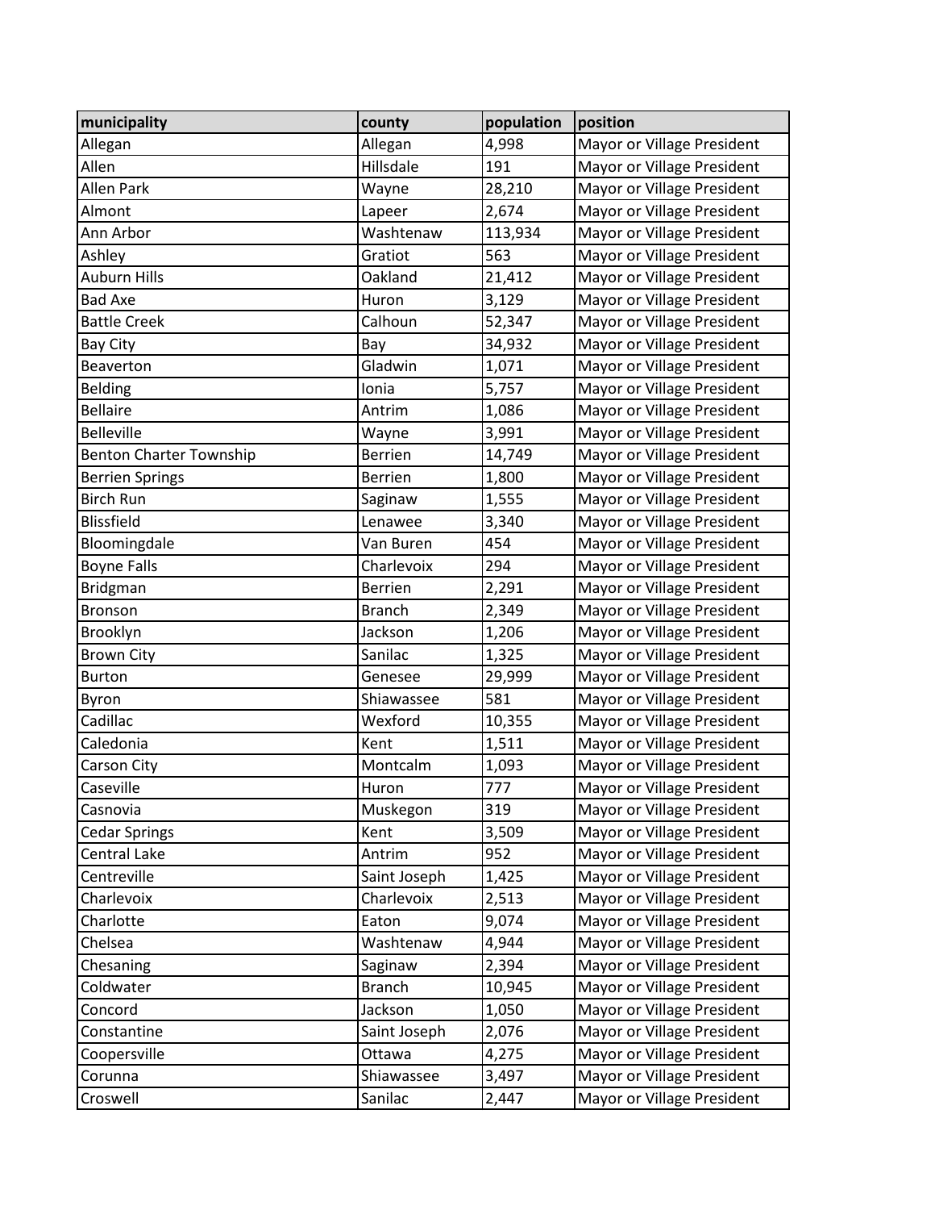| municipality | county | population | position |
|---|---|---|---|
| Allegan | Allegan | 4,998 | Mayor or Village President |
| Allen | Hillsdale | 191 | Mayor or Village President |
| Allen Park | Wayne | 28,210 | Mayor or Village President |
| Almont | Lapeer | 2,674 | Mayor or Village President |
| Ann Arbor | Washtenaw | 113,934 | Mayor or Village President |
| Ashley | Gratiot | 563 | Mayor or Village President |
| Auburn Hills | Oakland | 21,412 | Mayor or Village President |
| Bad Axe | Huron | 3,129 | Mayor or Village President |
| Battle Creek | Calhoun | 52,347 | Mayor or Village President |
| Bay City | Bay | 34,932 | Mayor or Village President |
| Beaverton | Gladwin | 1,071 | Mayor or Village President |
| Belding | Ionia | 5,757 | Mayor or Village President |
| Bellaire | Antrim | 1,086 | Mayor or Village President |
| Belleville | Wayne | 3,991 | Mayor or Village President |
| Benton Charter Township | Berrien | 14,749 | Mayor or Village President |
| Berrien Springs | Berrien | 1,800 | Mayor or Village President |
| Birch Run | Saginaw | 1,555 | Mayor or Village President |
| Blissfield | Lenawee | 3,340 | Mayor or Village President |
| Bloomingdale | Van Buren | 454 | Mayor or Village President |
| Boyne Falls | Charlevoix | 294 | Mayor or Village President |
| Bridgman | Berrien | 2,291 | Mayor or Village President |
| Bronson | Branch | 2,349 | Mayor or Village President |
| Brooklyn | Jackson | 1,206 | Mayor or Village President |
| Brown City | Sanilac | 1,325 | Mayor or Village President |
| Burton | Genesee | 29,999 | Mayor or Village President |
| Byron | Shiawassee | 581 | Mayor or Village President |
| Cadillac | Wexford | 10,355 | Mayor or Village President |
| Caledonia | Kent | 1,511 | Mayor or Village President |
| Carson City | Montcalm | 1,093 | Mayor or Village President |
| Caseville | Huron | 777 | Mayor or Village President |
| Casnovia | Muskegon | 319 | Mayor or Village President |
| Cedar Springs | Kent | 3,509 | Mayor or Village President |
| Central Lake | Antrim | 952 | Mayor or Village President |
| Centreville | Saint Joseph | 1,425 | Mayor or Village President |
| Charlevoix | Charlevoix | 2,513 | Mayor or Village President |
| Charlotte | Eaton | 9,074 | Mayor or Village President |
| Chelsea | Washtenaw | 4,944 | Mayor or Village President |
| Chesaning | Saginaw | 2,394 | Mayor or Village President |
| Coldwater | Branch | 10,945 | Mayor or Village President |
| Concord | Jackson | 1,050 | Mayor or Village President |
| Constantine | Saint Joseph | 2,076 | Mayor or Village President |
| Coopersville | Ottawa | 4,275 | Mayor or Village President |
| Corunna | Shiawassee | 3,497 | Mayor or Village President |
| Croswell | Sanilac | 2,447 | Mayor or Village President |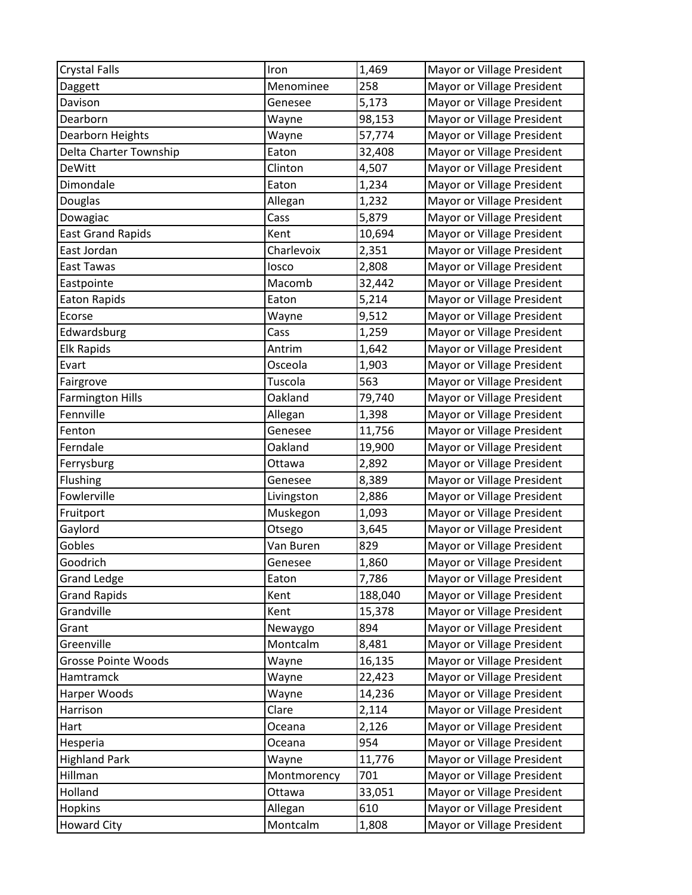| Crystal Falls | Iron | 1,469 | Mayor or Village President |
|---|---|---|---|
| Daggett | Menominee | 258 | Mayor or Village President |
| Davison | Genesee | 5,173 | Mayor or Village President |
| Dearborn | Wayne | 98,153 | Mayor or Village President |
| Dearborn Heights | Wayne | 57,774 | Mayor or Village President |
| Delta Charter Township | Eaton | 32,408 | Mayor or Village President |
| DeWitt | Clinton | 4,507 | Mayor or Village President |
| Dimondale | Eaton | 1,234 | Mayor or Village President |
| Douglas | Allegan | 1,232 | Mayor or Village President |
| Dowagiac | Cass | 5,879 | Mayor or Village President |
| East Grand Rapids | Kent | 10,694 | Mayor or Village President |
| East Jordan | Charlevoix | 2,351 | Mayor or Village President |
| East Tawas | Iosco | 2,808 | Mayor or Village President |
| Eastpointe | Macomb | 32,442 | Mayor or Village President |
| Eaton Rapids | Eaton | 5,214 | Mayor or Village President |
| Ecorse | Wayne | 9,512 | Mayor or Village President |
| Edwardsburg | Cass | 1,259 | Mayor or Village President |
| Elk Rapids | Antrim | 1,642 | Mayor or Village President |
| Evart | Osceola | 1,903 | Mayor or Village President |
| Fairgrove | Tuscola | 563 | Mayor or Village President |
| Farmington Hills | Oakland | 79,740 | Mayor or Village President |
| Fennville | Allegan | 1,398 | Mayor or Village President |
| Fenton | Genesee | 11,756 | Mayor or Village President |
| Ferndale | Oakland | 19,900 | Mayor or Village President |
| Ferrysburg | Ottawa | 2,892 | Mayor or Village President |
| Flushing | Genesee | 8,389 | Mayor or Village President |
| Fowlerville | Livingston | 2,886 | Mayor or Village President |
| Fruitport | Muskegon | 1,093 | Mayor or Village President |
| Gaylord | Otsego | 3,645 | Mayor or Village President |
| Gobles | Van Buren | 829 | Mayor or Village President |
| Goodrich | Genesee | 1,860 | Mayor or Village President |
| Grand Ledge | Eaton | 7,786 | Mayor or Village President |
| Grand Rapids | Kent | 188,040 | Mayor or Village President |
| Grandville | Kent | 15,378 | Mayor or Village President |
| Grant | Newaygo | 894 | Mayor or Village President |
| Greenville | Montcalm | 8,481 | Mayor or Village President |
| Grosse Pointe Woods | Wayne | 16,135 | Mayor or Village President |
| Hamtramck | Wayne | 22,423 | Mayor or Village President |
| Harper Woods | Wayne | 14,236 | Mayor or Village President |
| Harrison | Clare | 2,114 | Mayor or Village President |
| Hart | Oceana | 2,126 | Mayor or Village President |
| Hesperia | Oceana | 954 | Mayor or Village President |
| Highland Park | Wayne | 11,776 | Mayor or Village President |
| Hillman | Montmorency | 701 | Mayor or Village President |
| Holland | Ottawa | 33,051 | Mayor or Village President |
| Hopkins | Allegan | 610 | Mayor or Village President |
| Howard City | Montcalm | 1,808 | Mayor or Village President |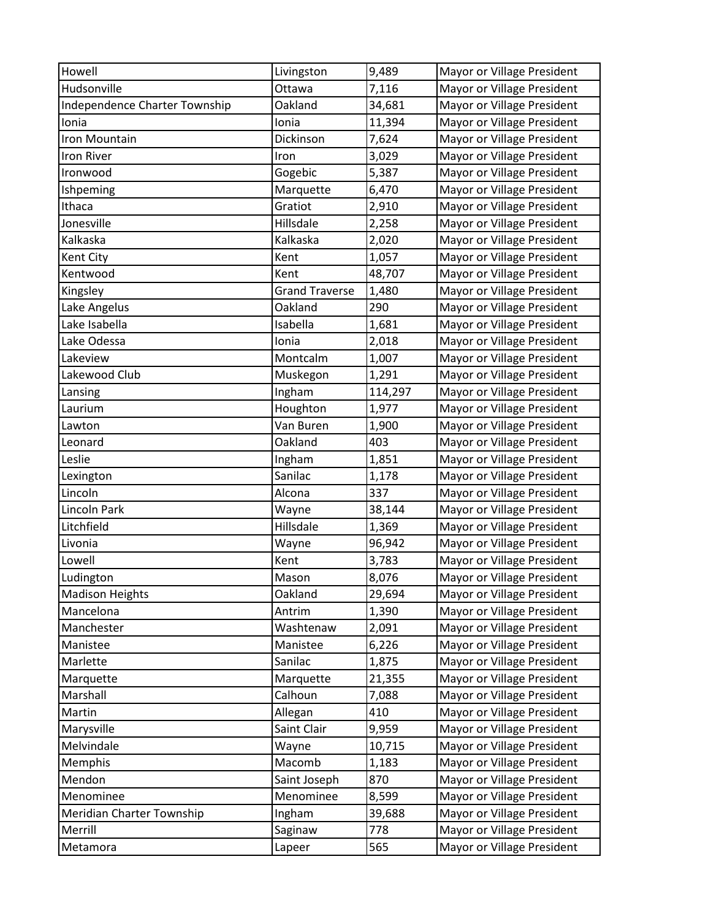| Howell | Livingston | 9,489 | Mayor or Village President |
|---|---|---|---|
| Hudsonville | Ottawa | 7,116 | Mayor or Village President |
| Independence Charter Township | Oakland | 34,681 | Mayor or Village President |
| Ionia | Ionia | 11,394 | Mayor or Village President |
| Iron Mountain | Dickinson | 7,624 | Mayor or Village President |
| Iron River | Iron | 3,029 | Mayor or Village President |
| Ironwood | Gogebic | 5,387 | Mayor or Village President |
| Ishpeming | Marquette | 6,470 | Mayor or Village President |
| Ithaca | Gratiot | 2,910 | Mayor or Village President |
| Jonesville | Hillsdale | 2,258 | Mayor or Village President |
| Kalkaska | Kalkaska | 2,020 | Mayor or Village President |
| Kent City | Kent | 1,057 | Mayor or Village President |
| Kentwood | Kent | 48,707 | Mayor or Village President |
| Kingsley | Grand Traverse | 1,480 | Mayor or Village President |
| Lake Angelus | Oakland | 290 | Mayor or Village President |
| Lake Isabella | Isabella | 1,681 | Mayor or Village President |
| Lake Odessa | Ionia | 2,018 | Mayor or Village President |
| Lakeview | Montcalm | 1,007 | Mayor or Village President |
| Lakewood Club | Muskegon | 1,291 | Mayor or Village President |
| Lansing | Ingham | 114,297 | Mayor or Village President |
| Laurium | Houghton | 1,977 | Mayor or Village President |
| Lawton | Van Buren | 1,900 | Mayor or Village President |
| Leonard | Oakland | 403 | Mayor or Village President |
| Leslie | Ingham | 1,851 | Mayor or Village President |
| Lexington | Sanilac | 1,178 | Mayor or Village President |
| Lincoln | Alcona | 337 | Mayor or Village President |
| Lincoln Park | Wayne | 38,144 | Mayor or Village President |
| Litchfield | Hillsdale | 1,369 | Mayor or Village President |
| Livonia | Wayne | 96,942 | Mayor or Village President |
| Lowell | Kent | 3,783 | Mayor or Village President |
| Ludington | Mason | 8,076 | Mayor or Village President |
| Madison Heights | Oakland | 29,694 | Mayor or Village President |
| Mancelona | Antrim | 1,390 | Mayor or Village President |
| Manchester | Washtenaw | 2,091 | Mayor or Village President |
| Manistee | Manistee | 6,226 | Mayor or Village President |
| Marlette | Sanilac | 1,875 | Mayor or Village President |
| Marquette | Marquette | 21,355 | Mayor or Village President |
| Marshall | Calhoun | 7,088 | Mayor or Village President |
| Martin | Allegan | 410 | Mayor or Village President |
| Marysville | Saint Clair | 9,959 | Mayor or Village President |
| Melvindale | Wayne | 10,715 | Mayor or Village President |
| Memphis | Macomb | 1,183 | Mayor or Village President |
| Mendon | Saint Joseph | 870 | Mayor or Village President |
| Menominee | Menominee | 8,599 | Mayor or Village President |
| Meridian Charter Township | Ingham | 39,688 | Mayor or Village President |
| Merrill | Saginaw | 778 | Mayor or Village President |
| Metamora | Lapeer | 565 | Mayor or Village President |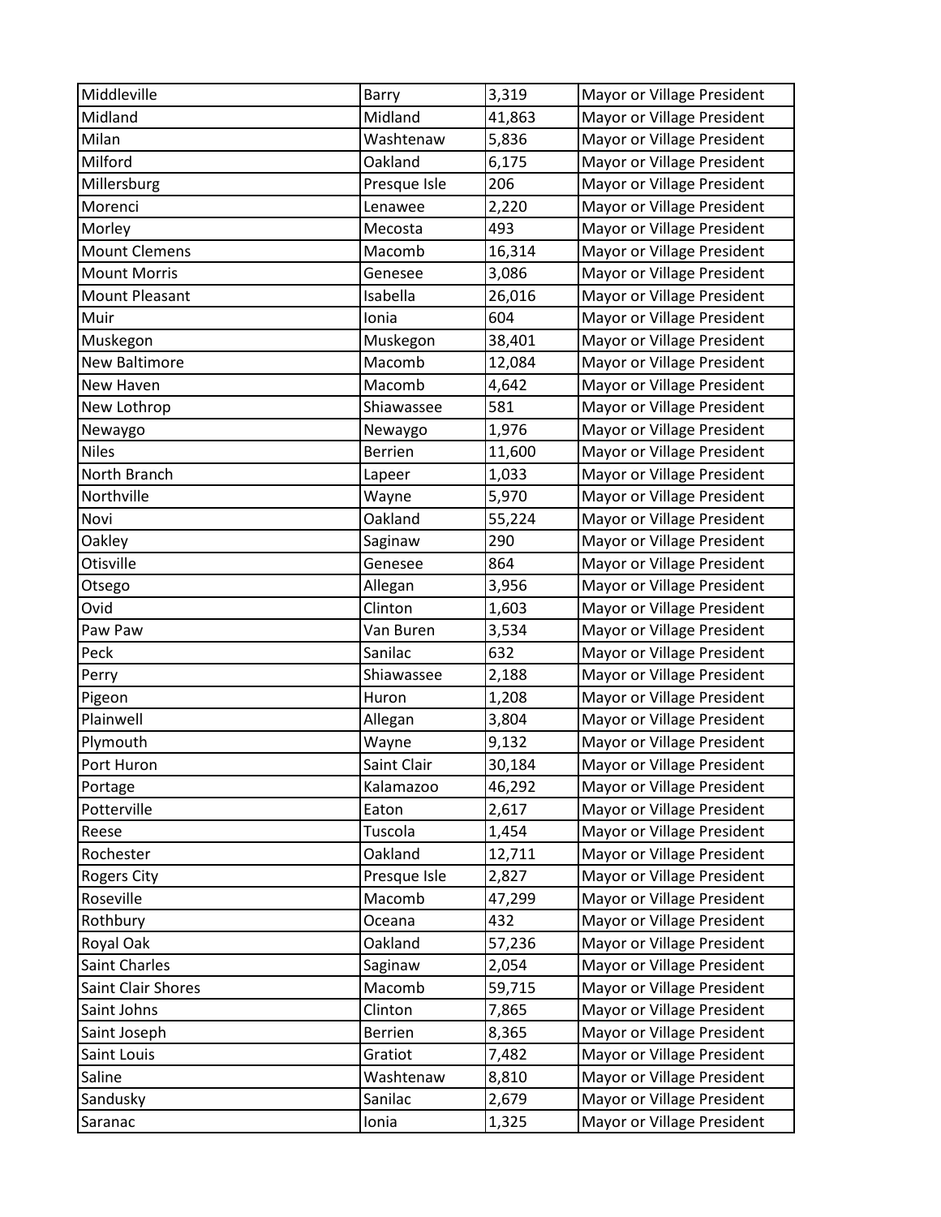| Middleville | Barry | 3,319 | Mayor or Village President |
|---|---|---|---|
| Midland | Midland | 41,863 | Mayor or Village President |
| Milan | Washtenaw | 5,836 | Mayor or Village President |
| Milford | Oakland | 6,175 | Mayor or Village President |
| Millersburg | Presque Isle | 206 | Mayor or Village President |
| Morenci | Lenawee | 2,220 | Mayor or Village President |
| Morley | Mecosta | 493 | Mayor or Village President |
| Mount Clemens | Macomb | 16,314 | Mayor or Village President |
| Mount Morris | Genesee | 3,086 | Mayor or Village President |
| Mount Pleasant | Isabella | 26,016 | Mayor or Village President |
| Muir | Ionia | 604 | Mayor or Village President |
| Muskegon | Muskegon | 38,401 | Mayor or Village President |
| New Baltimore | Macomb | 12,084 | Mayor or Village President |
| New Haven | Macomb | 4,642 | Mayor or Village President |
| New Lothrop | Shiawassee | 581 | Mayor or Village President |
| Newaygo | Newaygo | 1,976 | Mayor or Village President |
| Niles | Berrien | 11,600 | Mayor or Village President |
| North Branch | Lapeer | 1,033 | Mayor or Village President |
| Northville | Wayne | 5,970 | Mayor or Village President |
| Novi | Oakland | 55,224 | Mayor or Village President |
| Oakley | Saginaw | 290 | Mayor or Village President |
| Otisville | Genesee | 864 | Mayor or Village President |
| Otsego | Allegan | 3,956 | Mayor or Village President |
| Ovid | Clinton | 1,603 | Mayor or Village President |
| Paw Paw | Van Buren | 3,534 | Mayor or Village President |
| Peck | Sanilac | 632 | Mayor or Village President |
| Perry | Shiawassee | 2,188 | Mayor or Village President |
| Pigeon | Huron | 1,208 | Mayor or Village President |
| Plainwell | Allegan | 3,804 | Mayor or Village President |
| Plymouth | Wayne | 9,132 | Mayor or Village President |
| Port Huron | Saint Clair | 30,184 | Mayor or Village President |
| Portage | Kalamazoo | 46,292 | Mayor or Village President |
| Potterville | Eaton | 2,617 | Mayor or Village President |
| Reese | Tuscola | 1,454 | Mayor or Village President |
| Rochester | Oakland | 12,711 | Mayor or Village President |
| Rogers City | Presque Isle | 2,827 | Mayor or Village President |
| Roseville | Macomb | 47,299 | Mayor or Village President |
| Rothbury | Oceana | 432 | Mayor or Village President |
| Royal Oak | Oakland | 57,236 | Mayor or Village President |
| Saint Charles | Saginaw | 2,054 | Mayor or Village President |
| Saint Clair Shores | Macomb | 59,715 | Mayor or Village President |
| Saint Johns | Clinton | 7,865 | Mayor or Village President |
| Saint Joseph | Berrien | 8,365 | Mayor or Village President |
| Saint Louis | Gratiot | 7,482 | Mayor or Village President |
| Saline | Washtenaw | 8,810 | Mayor or Village President |
| Sandusky | Sanilac | 2,679 | Mayor or Village President |
| Saranac | Ionia | 1,325 | Mayor or Village President |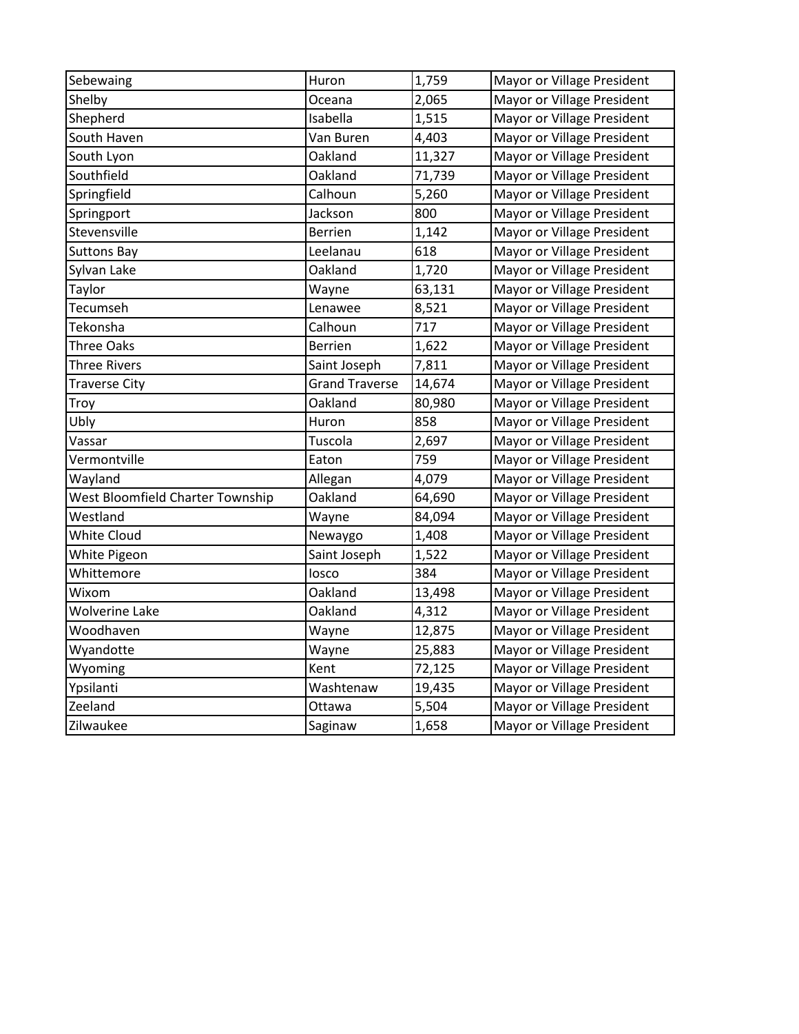| Sebewaing | Huron | 1,759 | Mayor or Village President |
|---|---|---|---|
| Shelby | Oceana | 2,065 | Mayor or Village President |
| Shepherd | Isabella | 1,515 | Mayor or Village President |
| South Haven | Van Buren | 4,403 | Mayor or Village President |
| South Lyon | Oakland | 11,327 | Mayor or Village President |
| Southfield | Oakland | 71,739 | Mayor or Village President |
| Springfield | Calhoun | 5,260 | Mayor or Village President |
| Springport | Jackson | 800 | Mayor or Village President |
| Stevensville | Berrien | 1,142 | Mayor or Village President |
| Suttons Bay | Leelanau | 618 | Mayor or Village President |
| Sylvan Lake | Oakland | 1,720 | Mayor or Village President |
| Taylor | Wayne | 63,131 | Mayor or Village President |
| Tecumseh | Lenawee | 8,521 | Mayor or Village President |
| Tekonsha | Calhoun | 717 | Mayor or Village President |
| Three Oaks | Berrien | 1,622 | Mayor or Village President |
| Three Rivers | Saint Joseph | 7,811 | Mayor or Village President |
| Traverse City | Grand Traverse | 14,674 | Mayor or Village President |
| Troy | Oakland | 80,980 | Mayor or Village President |
| Ubly | Huron | 858 | Mayor or Village President |
| Vassar | Tuscola | 2,697 | Mayor or Village President |
| Vermontville | Eaton | 759 | Mayor or Village President |
| Wayland | Allegan | 4,079 | Mayor or Village President |
| West Bloomfield Charter Township | Oakland | 64,690 | Mayor or Village President |
| Westland | Wayne | 84,094 | Mayor or Village President |
| White Cloud | Newaygo | 1,408 | Mayor or Village President |
| White Pigeon | Saint Joseph | 1,522 | Mayor or Village President |
| Whittemore | Iosco | 384 | Mayor or Village President |
| Wixom | Oakland | 13,498 | Mayor or Village President |
| Wolverine Lake | Oakland | 4,312 | Mayor or Village President |
| Woodhaven | Wayne | 12,875 | Mayor or Village President |
| Wyandotte | Wayne | 25,883 | Mayor or Village President |
| Wyoming | Kent | 72,125 | Mayor or Village President |
| Ypsilanti | Washtenaw | 19,435 | Mayor or Village President |
| Zeeland | Ottawa | 5,504 | Mayor or Village President |
| Zilwaukee | Saginaw | 1,658 | Mayor or Village President |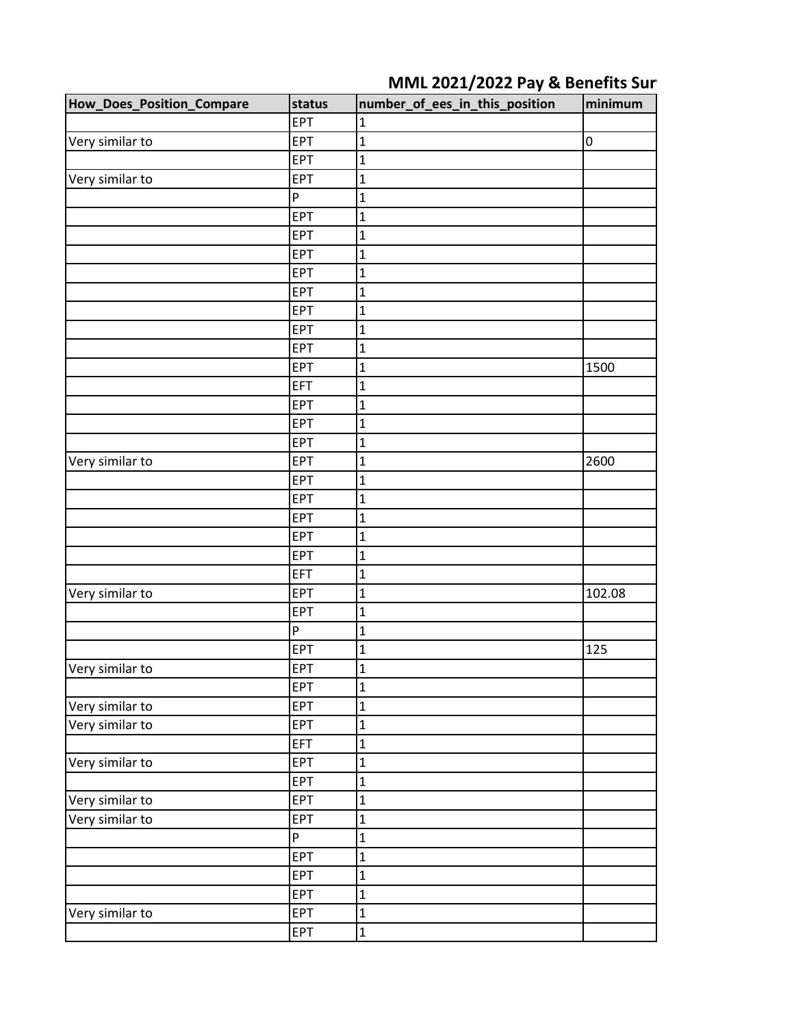## MML 2021/2022 Pay & Benefits Sur

| How_Does_Position_Compare | status | number_of_ees_in_this_position | minimum |
|---|---|---|---|
| | EPT | 1 | |
| Very similar to | EPT | 1 | 0 |
| | EPT | 1 | |
| Very similar to | EPT | 1 | |
| | P | 1 | |
| | EPT | 1 | |
| | EPT | 1 | |
| | EPT | 1 | |
| | EPT | 1 | |
| | EPT | 1 | |
| | EPT | 1 | |
| | EPT | 1 | |
| | EPT | 1 | |
| | EPT | 1 | 1500 |
| | EFT | 1 | |
| | EPT | 1 | |
| | EPT | 1 | |
| | EPT | 1 | |
| Very similar to | EPT | 1 | 2600 |
| | EPT | 1 | |
| | EPT | 1 | |
| | EPT | 1 | |
| | EPT | 1 | |
| | EPT | 1 | |
| | EFT | 1 | |
| Very similar to | EPT | 1 | 102.08 |
| | EPT | 1 | |
| | P | 1 | |
| | EPT | 1 | 125 |
| Very similar to | EPT | 1 | |
| | EPT | 1 | |
| Very similar to | EPT | 1 | |
| Very similar to | EPT | 1 | |
| | EFT | 1 | |
| Very similar to | EPT | 1 | |
| | EPT | 1 | |
| Very similar to | EPT | 1 | |
| Very similar to | EPT | 1 | |
| | P | 1 | |
| | EPT | 1 | |
| | EPT | 1 | |
| | EPT | 1 | |
| Very similar to | EPT | 1 | |
| | EPT | 1 | |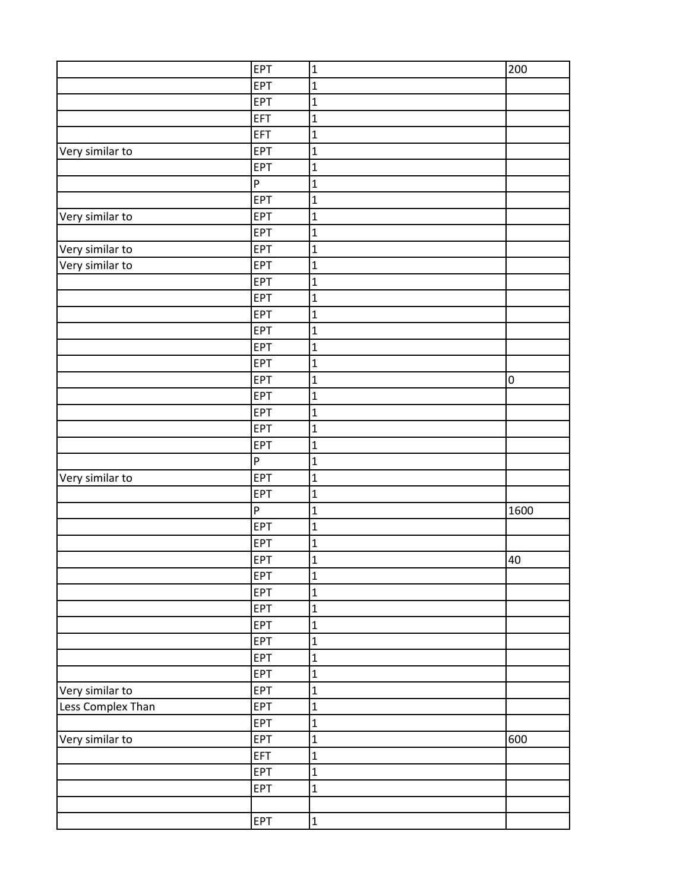| | | | |
|---|---|---|---|
| | EPT | 1 | 200 |
| | EPT | 1 | |
| | EPT | 1 | |
| | EFT | 1 | |
| | EFT | 1 | |
| Very similar to | EPT | 1 | |
| | EPT | 1 | |
| | P | 1 | |
| | EPT | 1 | |
| Very similar to | EPT | 1 | |
| | EPT | 1 | |
| Very similar to | EPT | 1 | |
| Very similar to | EPT | 1 | |
| | EPT | 1 | |
| | EPT | 1 | |
| | EPT | 1 | |
| | EPT | 1 | |
| | EPT | 1 | |
| | EPT | 1 | |
| | EPT | 1 | 0 |
| | EPT | 1 | |
| | EPT | 1 | |
| | EPT | 1 | |
| | EPT | 1 | |
| | P | 1 | |
| Very similar to | EPT | 1 | |
| | EPT | 1 | |
| | P | 1 | 1600 |
| | EPT | 1 | |
| | EPT | 1 | |
| | EPT | 1 | 40 |
| | EPT | 1 | |
| | EPT | 1 | |
| | EPT | 1 | |
| | EPT | 1 | |
| | EPT | 1 | |
| | EPT | 1 | |
| | EPT | 1 | |
| Very similar to | EPT | 1 | |
| Less Complex Than | EPT | 1 | |
| | EPT | 1 | |
| Very similar to | EPT | 1 | 600 |
| | EFT | 1 | |
| | EPT | 1 | |
| | EPT | 1 | |
| | | | |
| | EPT | 1 | |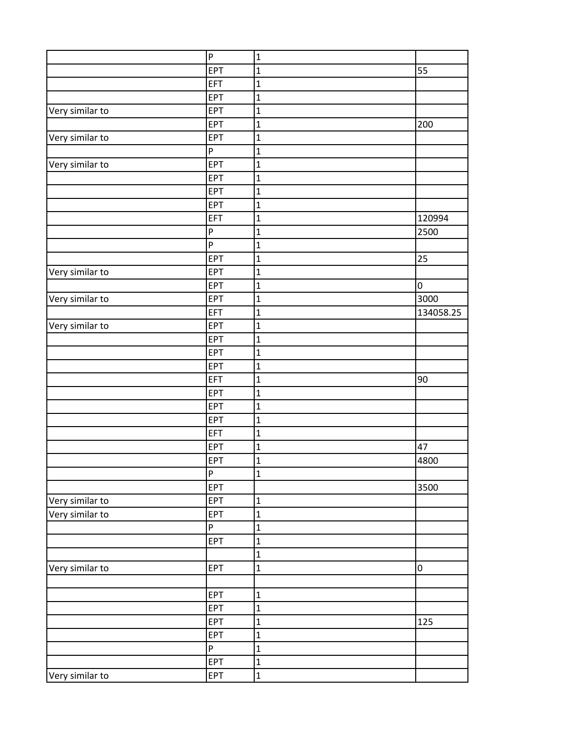| | | | |
|---|---|---|---|
| | P | 1 | |
| | EPT | 1 | 55 |
| | EFT | 1 | |
| | EPT | 1 | |
| Very similar to | EPT | 1 | |
| | EPT | 1 | 200 |
| Very similar to | EPT | 1 | |
| | P | 1 | |
| Very similar to | EPT | 1 | |
| | EPT | 1 | |
| | EPT | 1 | |
| | EPT | 1 | |
| | EFT | 1 | 120994 |
| | P | 1 | 2500 |
| | P | 1 | |
| | EPT | 1 | 25 |
| Very similar to | EPT | 1 | |
| | EPT | 1 | 0 |
| Very similar to | EPT | 1 | 3000 |
| | EFT | 1 | 134058.25 |
| Very similar to | EPT | 1 | |
| | EPT | 1 | |
| | EPT | 1 | |
| | EPT | 1 | |
| | EFT | 1 | 90 |
| | EPT | 1 | |
| | EPT | 1 | |
| | EPT | 1 | |
| | EFT | 1 | |
| | EPT | 1 | 47 |
| | EPT | 1 | 4800 |
| | P | 1 | |
| | EPT | | 3500 |
| Very similar to | EPT | 1 | |
| Very similar to | EPT | 1 | |
| | P | 1 | |
| | EPT | 1 | |
| | | 1 | |
| Very similar to | EPT | 1 | 0 |
| | | | |
| | EPT | 1 | |
| | EPT | 1 | |
| | EPT | 1 | 125 |
| | EPT | 1 | |
| | P | 1 | |
| | EPT | 1 | |
| Very similar to | EPT | 1 | |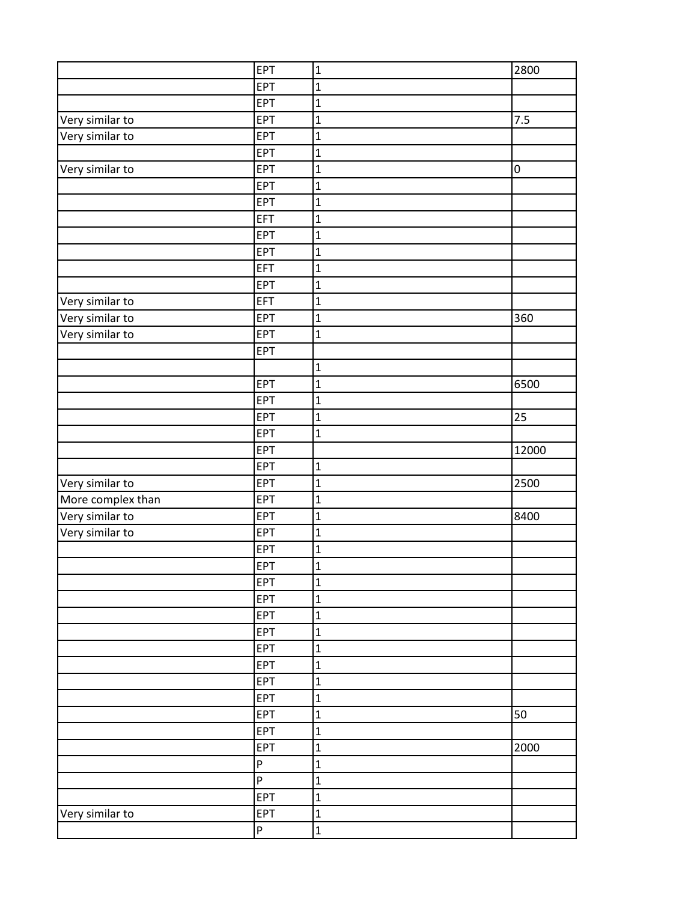| | | | |
|---|---|---|---|
| | EPT | 1 | 2800 |
| | EPT | 1 | |
| | EPT | 1 | |
| Very similar to | EPT | 1 | 7.5 |
| Very similar to | EPT | 1 | |
| | EPT | 1 | |
| Very similar to | EPT | 1 | 0 |
| | EPT | 1 | |
| | EPT | 1 | |
| | EFT | 1 | |
| | EPT | 1 | |
| | EPT | 1 | |
| | EFT | 1 | |
| | EPT | 1 | |
| Very similar to | EFT | 1 | |
| Very similar to | EPT | 1 | 360 |
| Very similar to | EPT | 1 | |
| | EPT | | |
| | | 1 | |
| | EPT | 1 | 6500 |
| | EPT | 1 | |
| | EPT | 1 | 25 |
| | EPT | 1 | |
| | EPT | | 12000 |
| | EPT | 1 | |
| Very similar to | EPT | 1 | 2500 |
| More complex than | EPT | 1 | |
| Very similar to | EPT | 1 | 8400 |
| Very similar to | EPT | 1 | |
| | EPT | 1 | |
| | EPT | 1 | |
| | EPT | 1 | |
| | EPT | 1 | |
| | EPT | 1 | |
| | EPT | 1 | |
| | EPT | 1 | |
| | EPT | 1 | |
| | EPT | 1 | |
| | EPT | 1 | |
| | EPT | 1 | 50 |
| | EPT | 1 | |
| | EPT | 1 | 2000 |
| | P | 1 | |
| | P | 1 | |
| | EPT | 1 | |
| Very similar to | EPT | 1 | |
| | P | 1 | |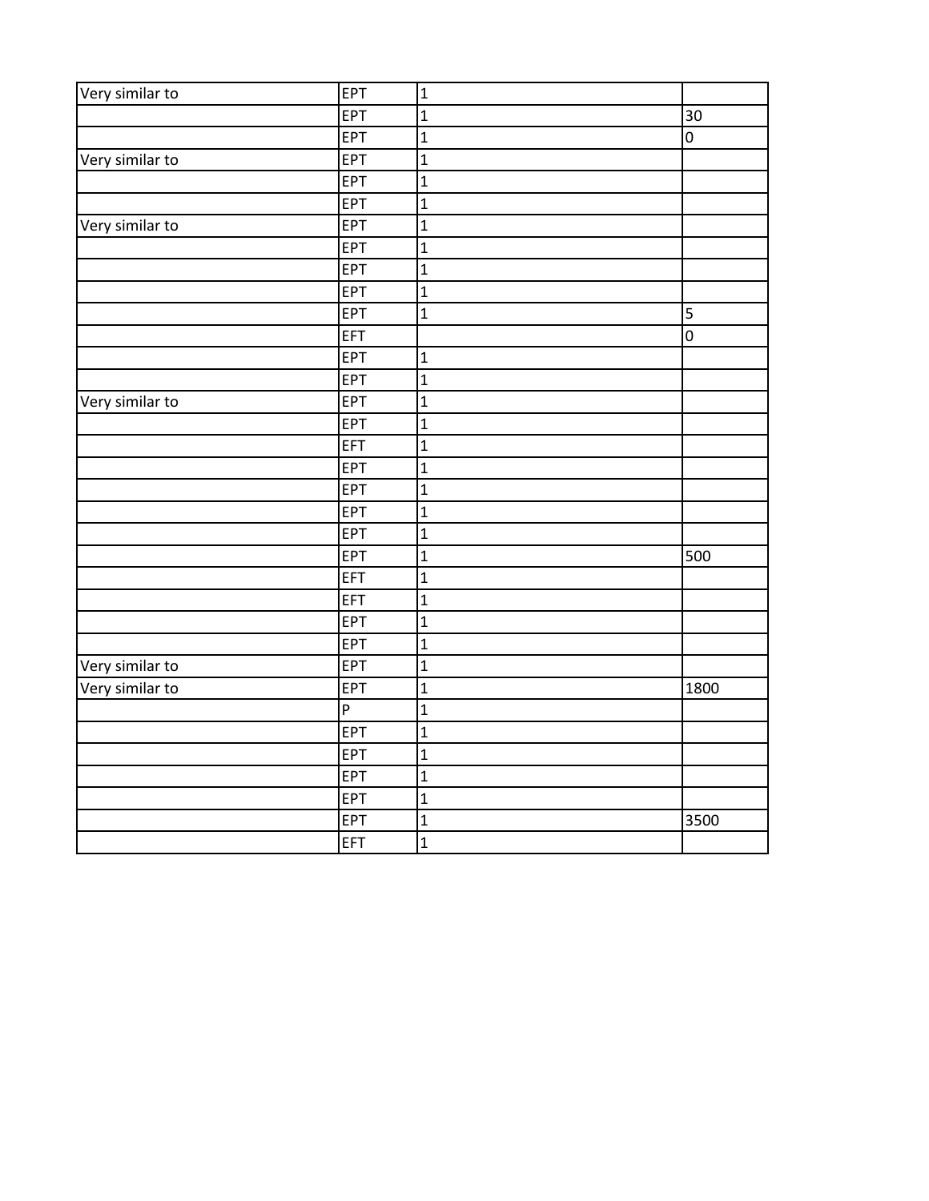| | | | |
|---|---|---|---|
| Very similar to | EPT | 1 | |
| | EPT | 1 | 30 |
| | EPT | 1 | 0 |
| Very similar to | EPT | 1 | |
| | EPT | 1 | |
| | EPT | 1 | |
| Very similar to | EPT | 1 | |
| | EPT | 1 | |
| | EPT | 1 | |
| | EPT | 1 | |
| | EPT | 1 | 5 |
| | EFT | | 0 |
| | EPT | 1 | |
| | EPT | 1 | |
| Very similar to | EPT | 1 | |
| | EPT | 1 | |
| | EFT | 1 | |
| | EPT | 1 | |
| | EPT | 1 | |
| | EPT | 1 | |
| | EPT | 1 | |
| | EPT | 1 | 500 |
| | EFT | 1 | |
| | EFT | 1 | |
| | EPT | 1 | |
| | EPT | 1 | |
| Very similar to | EPT | 1 | |
| Very similar to | EPT | 1 | 1800 |
| | P | 1 | |
| | EPT | 1 | |
| | EPT | 1 | |
| | EPT | 1 | |
| | EPT | 1 | |
| | EPT | 1 | 3500 |
| | EFT | 1 | |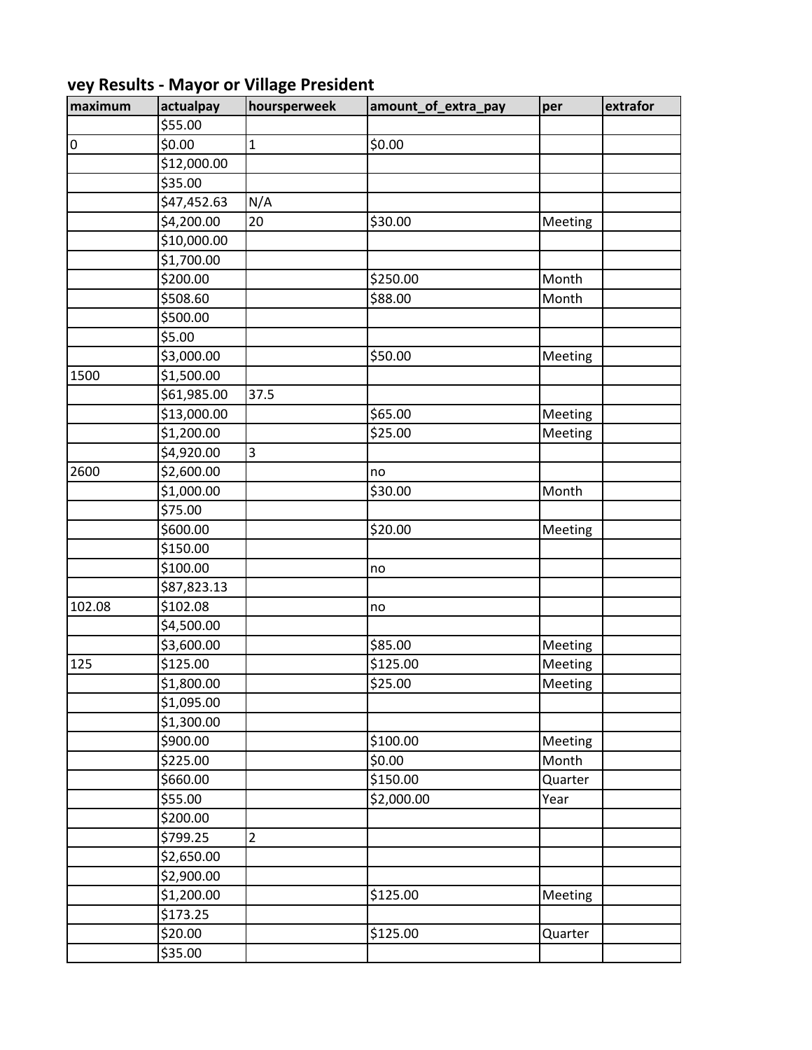## vey Results - Mayor or Village President

| maximum | actualpay | hoursperweek | amount_of_extra_pay | per | extrafor |
|---|---|---|---|---|---|
| | $55.00 | | | | |
| 0 | $0.00 | 1 | $0.00 | | |
| | $12,000.00 | | | | |
| | $35.00 | | | | |
| | $47,452.63 | N/A | | | |
| | $4,200.00 | 20 | $30.00 | Meeting | |
| | $10,000.00 | | | | |
| | $1,700.00 | | | | |
| | $200.00 | | $250.00 | Month | |
| | $508.60 | | $88.00 | Month | |
| | $500.00 | | | | |
| | $5.00 | | | | |
| | $3,000.00 | | $50.00 | Meeting | |
| 1500 | $1,500.00 | | | | |
| | $61,985.00 | 37.5 | | | |
| | $13,000.00 | | $65.00 | Meeting | |
| | $1,200.00 | | $25.00 | Meeting | |
| | $4,920.00 | 3 | | | |
| 2600 | $2,600.00 | | no | | |
| | $1,000.00 | | $30.00 | Month | |
| | $75.00 | | | | |
| | $600.00 | | $20.00 | Meeting | |
| | $150.00 | | | | |
| | $100.00 | | no | | |
| | $87,823.13 | | | | |
| 102.08 | $102.08 | | no | | |
| | $4,500.00 | | | | |
| | $3,600.00 | | $85.00 | Meeting | |
| 125 | $125.00 | | $125.00 | Meeting | |
| | $1,800.00 | | $25.00 | Meeting | |
| | $1,095.00 | | | | |
| | $1,300.00 | | | | |
| | $900.00 | | $100.00 | Meeting | |
| | $225.00 | | $0.00 | Month | |
| | $660.00 | | $150.00 | Quarter | |
| | $55.00 | | $2,000.00 | Year | |
| | $200.00 | | | | |
| | $799.25 | 2 | | | |
| | $2,650.00 | | | | |
| | $2,900.00 | | | | |
| | $1,200.00 | | $125.00 | Meeting | |
| | $173.25 | | | | |
| | $20.00 | | $125.00 | Quarter | |
| | $35.00 | | | | |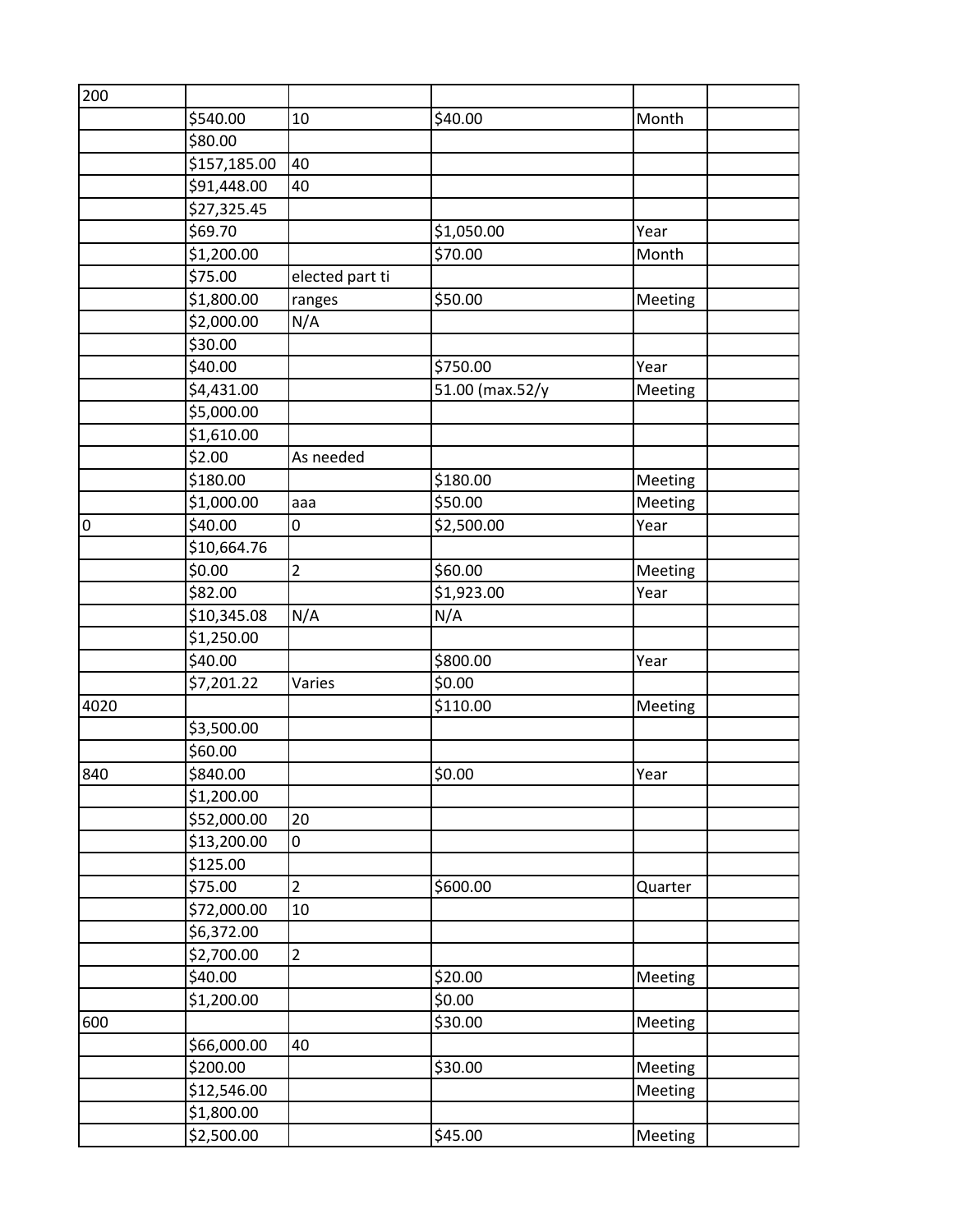| 200 | | | | | |
|---|---|---|---|---|---|
| | $540.00 | 10 | $40.00 | Month | |
| | $80.00 | | | | |
| | $157,185.00 | 40 | | | |
| | $91,448.00 | 40 | | | |
| | $27,325.45 | | | | |
| | $69.70 | | $1,050.00 | Year | |
| | $1,200.00 | | $70.00 | Month | |
| | $75.00 | elected part ti | | | |
| | $1,800.00 | ranges | $50.00 | Meeting | |
| | $2,000.00 | N/A | | | |
| | $30.00 | | | | |
| | $40.00 | | $750.00 | Year | |
| | $4,431.00 | | 51.00 (max.52/y | Meeting | |
| | $5,000.00 | | | | |
| | $1,610.00 | | | | |
| | $2.00 | As needed | | | |
| | $180.00 | | $180.00 | Meeting | |
| | $1,000.00 | aaa | $50.00 | Meeting | |
| 0 | $40.00 | 0 | $2,500.00 | Year | |
| | $10,664.76 | | | | |
| | $0.00 | 2 | $60.00 | Meeting | |
| | $82.00 | | $1,923.00 | Year | |
| | $10,345.08 | N/A | N/A | | |
| | $1,250.00 | | | | |
| | $40.00 | | $800.00 | Year | |
| | $7,201.22 | Varies | $0.00 | | |
| 4020 | | | $110.00 | Meeting | |
| | $3,500.00 | | | | |
| | $60.00 | | | | |
| 840 | $840.00 | | $0.00 | Year | |
| | $1,200.00 | | | | |
| | $52,000.00 | 20 | | | |
| | $13,200.00 | 0 | | | |
| | $125.00 | | | | |
| | $75.00 | 2 | $600.00 | Quarter | |
| | $72,000.00 | 10 | | | |
| | $6,372.00 | | | | |
| | $2,700.00 | 2 | | | |
| | $40.00 | | $20.00 | Meeting | |
| | $1,200.00 | | $0.00 | | |
| 600 | | | $30.00 | Meeting | |
| | $66,000.00 | 40 | | | |
| | $200.00 | | $30.00 | Meeting | |
| | $12,546.00 | | | Meeting | |
| | $1,800.00 | | | | |
| | $2,500.00 | | $45.00 | Meeting | |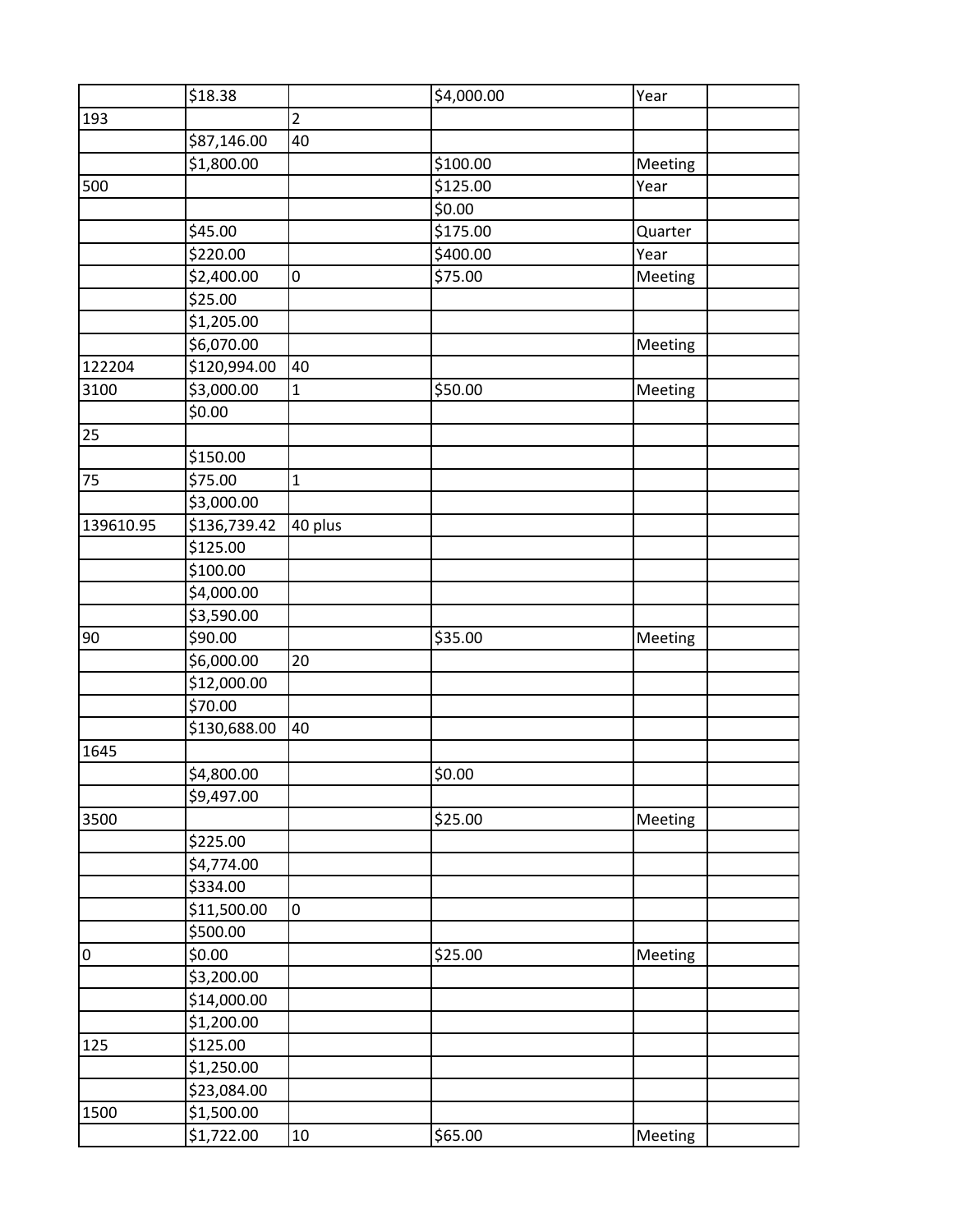| | | | | | |
|---|---|---|---|---|---|
| | $18.38 | | $4,000.00 | Year | |
| 193 | | 2 | | | |
| | $87,146.00 | 40 | | | |
| | $1,800.00 | | $100.00 | Meeting | |
| 500 | | | $125.00 | Year | |
| | | | $0.00 | | |
| | $45.00 | | $175.00 | Quarter | |
| | $220.00 | | $400.00 | Year | |
| | $2,400.00 | 0 | $75.00 | Meeting | |
| | $25.00 | | | | |
| | $1,205.00 | | | | |
| | $6,070.00 | | | Meeting | |
| 122204 | $120,994.00 | 40 | | | |
| 3100 | $3,000.00 | 1 | $50.00 | Meeting | |
| | $0.00 | | | | |
| 25 | | | | | |
| | $150.00 | | | | |
| 75 | $75.00 | 1 | | | |
| | $3,000.00 | | | | |
| 139610.95 | $136,739.42 | 40 plus | | | |
| | $125.00 | | | | |
| | $100.00 | | | | |
| | $4,000.00 | | | | |
| | $3,590.00 | | | | |
| 90 | $90.00 | | $35.00 | Meeting | |
| | $6,000.00 | 20 | | | |
| | $12,000.00 | | | | |
| | $70.00 | | | | |
| | $130,688.00 | 40 | | | |
| 1645 | | | | | |
| | $4,800.00 | | $0.00 | | |
| | $9,497.00 | | | | |
| 3500 | | | $25.00 | Meeting | |
| | $225.00 | | | | |
| | $4,774.00 | | | | |
| | $334.00 | | | | |
| | $11,500.00 | 0 | | | |
| | $500.00 | | | | |
| 0 | $0.00 | | $25.00 | Meeting | |
| | $3,200.00 | | | | |
| | $14,000.00 | | | | |
| | $1,200.00 | | | | |
| 125 | $125.00 | | | | |
| | $1,250.00 | | | | |
| | $23,084.00 | | | | |
| 1500 | $1,500.00 | | | | |
| | $1,722.00 | 10 | $65.00 | Meeting | |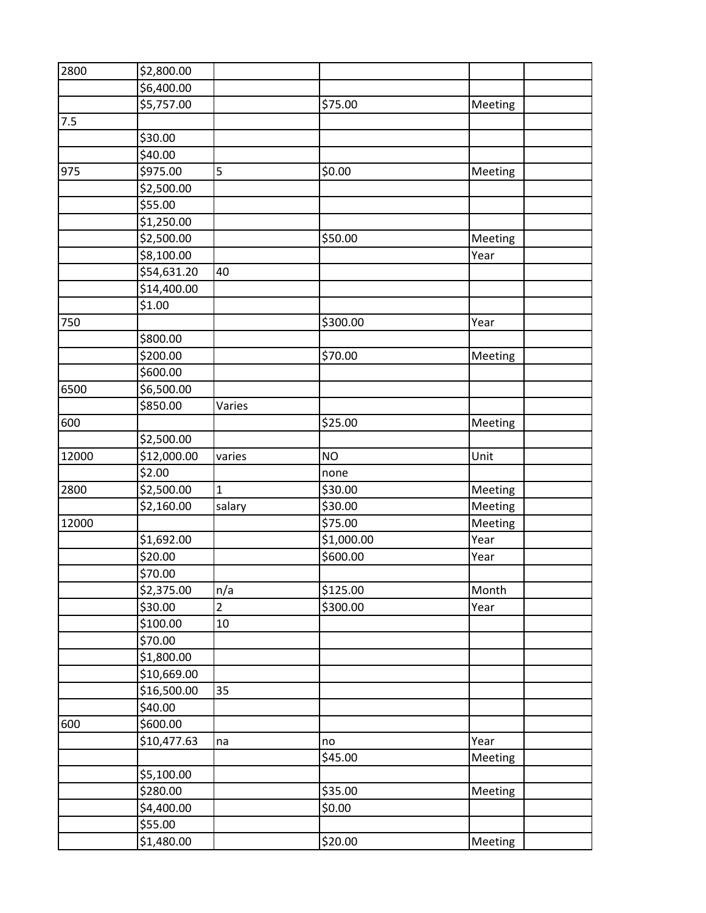| | | | | | |
|---|---|---|---|---|---|
| 2800 | $2,800.00 | | | | |
| | $6,400.00 | | | | |
| | $5,757.00 | | $75.00 | Meeting | |
| 7.5 | | | | | |
| | $30.00 | | | | |
| | $40.00 | | | | |
| 975 | $975.00 | 5 | $0.00 | Meeting | |
| | $2,500.00 | | | | |
| | $55.00 | | | | |
| | $1,250.00 | | | | |
| | $2,500.00 | | $50.00 | Meeting | |
| | $8,100.00 | | | Year | |
| | $54,631.20 | 40 | | | |
| | $14,400.00 | | | | |
| | $1.00 | | | | |
| 750 | | | $300.00 | Year | |
| | $800.00 | | | | |
| | $200.00 | | $70.00 | Meeting | |
| | $600.00 | | | | |
| 6500 | $6,500.00 | | | | |
| | $850.00 | Varies | | | |
| 600 | | | $25.00 | Meeting | |
| | $2,500.00 | | | | |
| 12000 | $12,000.00 | varies | NO | Unit | |
| | $2.00 | | none | | |
| 2800 | $2,500.00 | 1 | $30.00 | Meeting | |
| | $2,160.00 | salary | $30.00 | Meeting | |
| 12000 | | | $75.00 | Meeting | |
| | $1,692.00 | | $1,000.00 | Year | |
| | $20.00 | | $600.00 | Year | |
| | $70.00 | | | | |
| | $2,375.00 | n/a | $125.00 | Month | |
| | $30.00 | 2 | $300.00 | Year | |
| | $100.00 | 10 | | | |
| | $70.00 | | | | |
| | $1,800.00 | | | | |
| | $10,669.00 | | | | |
| | $16,500.00 | 35 | | | |
| | $40.00 | | | | |
| 600 | $600.00 | | | | |
| | $10,477.63 | na | no | Year | |
| | | | $45.00 | Meeting | |
| | $5,100.00 | | | | |
| | $280.00 | | $35.00 | Meeting | |
| | $4,400.00 | | $0.00 | | |
| | $55.00 | | | | |
| | $1,480.00 | | $20.00 | Meeting | |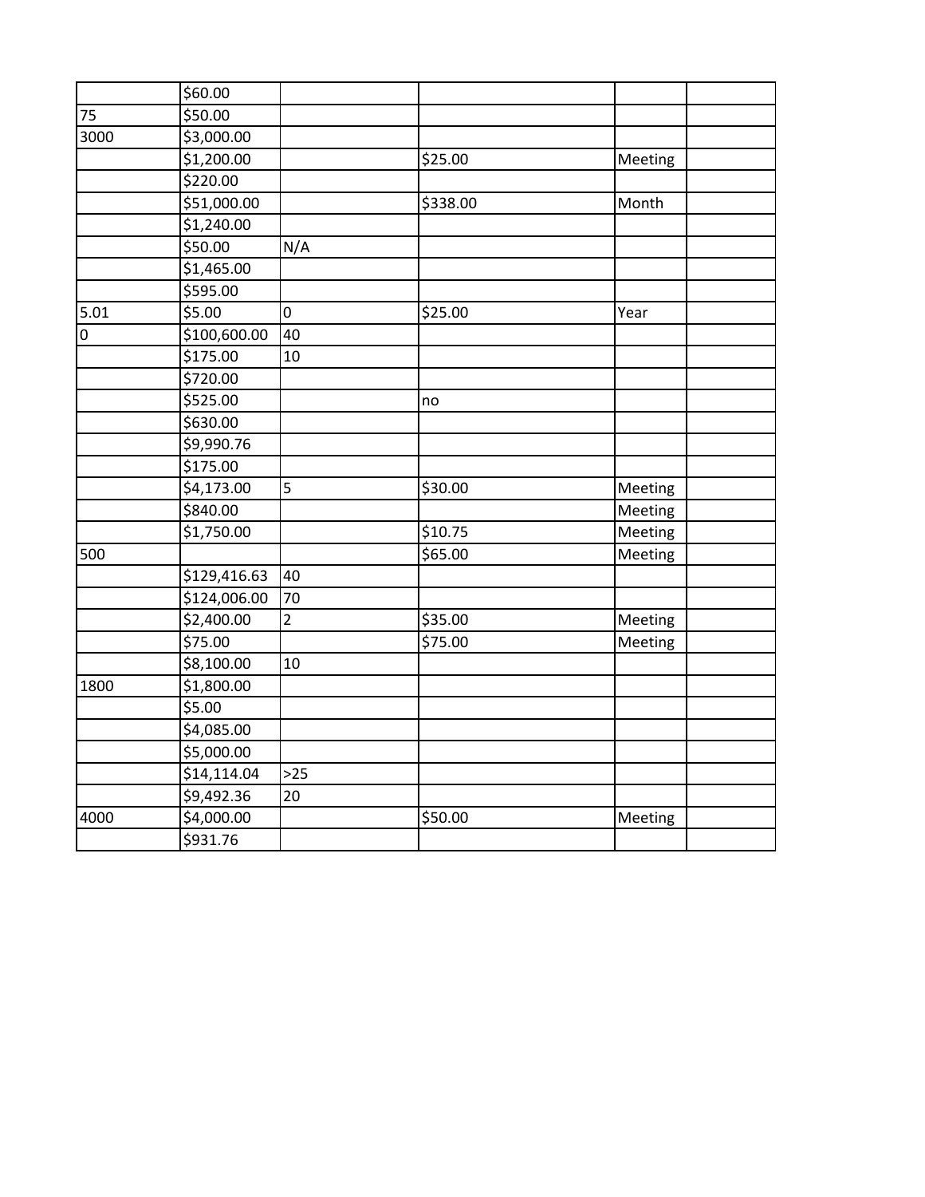| | | | | | |
|---|---|---|---|---|---|
| | $60.00 | | | | |
| 75 | $50.00 | | | | |
| 3000 | $3,000.00 | | | | |
| | $1,200.00 | | $25.00 | Meeting | |
| | $220.00 | | | | |
| | $51,000.00 | | $338.00 | Month | |
| | $1,240.00 | | | | |
| | $50.00 | N/A | | | |
| | $1,465.00 | | | | |
| | $595.00 | | | | |
| 5.01 | $5.00 | 0 | $25.00 | Year | |
| 0 | $100,600.00 | 40 | | | |
| | $175.00 | 10 | | | |
| | $720.00 | | | | |
| | $525.00 | | no | | |
| | $630.00 | | | | |
| | $9,990.76 | | | | |
| | $175.00 | | | | |
| | $4,173.00 | 5 | $30.00 | Meeting | |
| | $840.00 | | | Meeting | |
| | $1,750.00 | | $10.75 | Meeting | |
| 500 | | | $65.00 | Meeting | |
| | $129,416.63 | 40 | | | |
| | $124,006.00 | 70 | | | |
| | $2,400.00 | 2 | $35.00 | Meeting | |
| | $75.00 | | $75.00 | Meeting | |
| | $8,100.00 | 10 | | | |
| 1800 | $1,800.00 | | | | |
| | $5.00 | | | | |
| | $4,085.00 | | | | |
| | $5,000.00 | | | | |
| | $14,114.04 | >25 | | | |
| | $9,492.36 | 20 | | | |
| 4000 | $4,000.00 | | $50.00 | Meeting | |
| | $931.76 | | | | |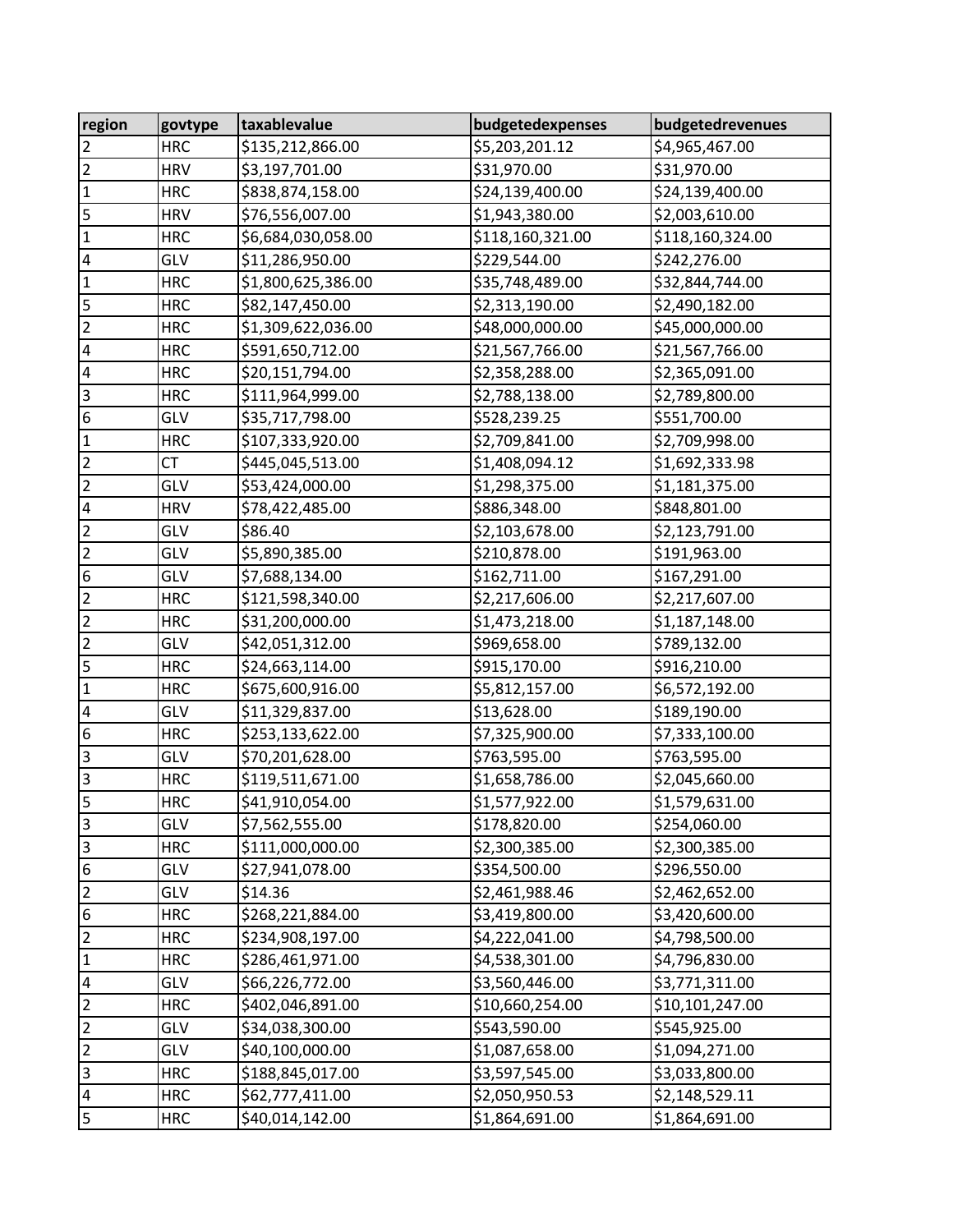| region | govtype | taxablevalue | budgetedexpenses | budgetedrevenues |
|---|---|---|---|---|
| 2 | HRC | $135,212,866.00 | $5,203,201.12 | $4,965,467.00 |
| 2 | HRV | $3,197,701.00 | $31,970.00 | $31,970.00 |
| 1 | HRC | $838,874,158.00 | $24,139,400.00 | $24,139,400.00 |
| 5 | HRV | $76,556,007.00 | $1,943,380.00 | $2,003,610.00 |
| 1 | HRC | $6,684,030,058.00 | $118,160,321.00 | $118,160,324.00 |
| 4 | GLV | $11,286,950.00 | $229,544.00 | $242,276.00 |
| 1 | HRC | $1,800,625,386.00 | $35,748,489.00 | $32,844,744.00 |
| 5 | HRC | $82,147,450.00 | $2,313,190.00 | $2,490,182.00 |
| 2 | HRC | $1,309,622,036.00 | $48,000,000.00 | $45,000,000.00 |
| 4 | HRC | $591,650,712.00 | $21,567,766.00 | $21,567,766.00 |
| 4 | HRC | $20,151,794.00 | $2,358,288.00 | $2,365,091.00 |
| 3 | HRC | $111,964,999.00 | $2,788,138.00 | $2,789,800.00 |
| 6 | GLV | $35,717,798.00 | $528,239.25 | $551,700.00 |
| 1 | HRC | $107,333,920.00 | $2,709,841.00 | $2,709,998.00 |
| 2 | CT | $445,045,513.00 | $1,408,094.12 | $1,692,333.98 |
| 2 | GLV | $53,424,000.00 | $1,298,375.00 | $1,181,375.00 |
| 4 | HRV | $78,422,485.00 | $886,348.00 | $848,801.00 |
| 2 | GLV | $86.40 | $2,103,678.00 | $2,123,791.00 |
| 2 | GLV | $5,890,385.00 | $210,878.00 | $191,963.00 |
| 6 | GLV | $7,688,134.00 | $162,711.00 | $167,291.00 |
| 2 | HRC | $121,598,340.00 | $2,217,606.00 | $2,217,607.00 |
| 2 | HRC | $31,200,000.00 | $1,473,218.00 | $1,187,148.00 |
| 2 | GLV | $42,051,312.00 | $969,658.00 | $789,132.00 |
| 5 | HRC | $24,663,114.00 | $915,170.00 | $916,210.00 |
| 1 | HRC | $675,600,916.00 | $5,812,157.00 | $6,572,192.00 |
| 4 | GLV | $11,329,837.00 | $13,628.00 | $189,190.00 |
| 6 | HRC | $253,133,622.00 | $7,325,900.00 | $7,333,100.00 |
| 3 | GLV | $70,201,628.00 | $763,595.00 | $763,595.00 |
| 3 | HRC | $119,511,671.00 | $1,658,786.00 | $2,045,660.00 |
| 5 | HRC | $41,910,054.00 | $1,577,922.00 | $1,579,631.00 |
| 3 | GLV | $7,562,555.00 | $178,820.00 | $254,060.00 |
| 3 | HRC | $111,000,000.00 | $2,300,385.00 | $2,300,385.00 |
| 6 | GLV | $27,941,078.00 | $354,500.00 | $296,550.00 |
| 2 | GLV | $14.36 | $2,461,988.46 | $2,462,652.00 |
| 6 | HRC | $268,221,884.00 | $3,419,800.00 | $3,420,600.00 |
| 2 | HRC | $234,908,197.00 | $4,222,041.00 | $4,798,500.00 |
| 1 | HRC | $286,461,971.00 | $4,538,301.00 | $4,796,830.00 |
| 4 | GLV | $66,226,772.00 | $3,560,446.00 | $3,771,311.00 |
| 2 | HRC | $402,046,891.00 | $10,660,254.00 | $10,101,247.00 |
| 2 | GLV | $34,038,300.00 | $543,590.00 | $545,925.00 |
| 2 | GLV | $40,100,000.00 | $1,087,658.00 | $1,094,271.00 |
| 3 | HRC | $188,845,017.00 | $3,597,545.00 | $3,033,800.00 |
| 4 | HRC | $62,777,411.00 | $2,050,950.53 | $2,148,529.11 |
| 5 | HRC | $40,014,142.00 | $1,864,691.00 | $1,864,691.00 |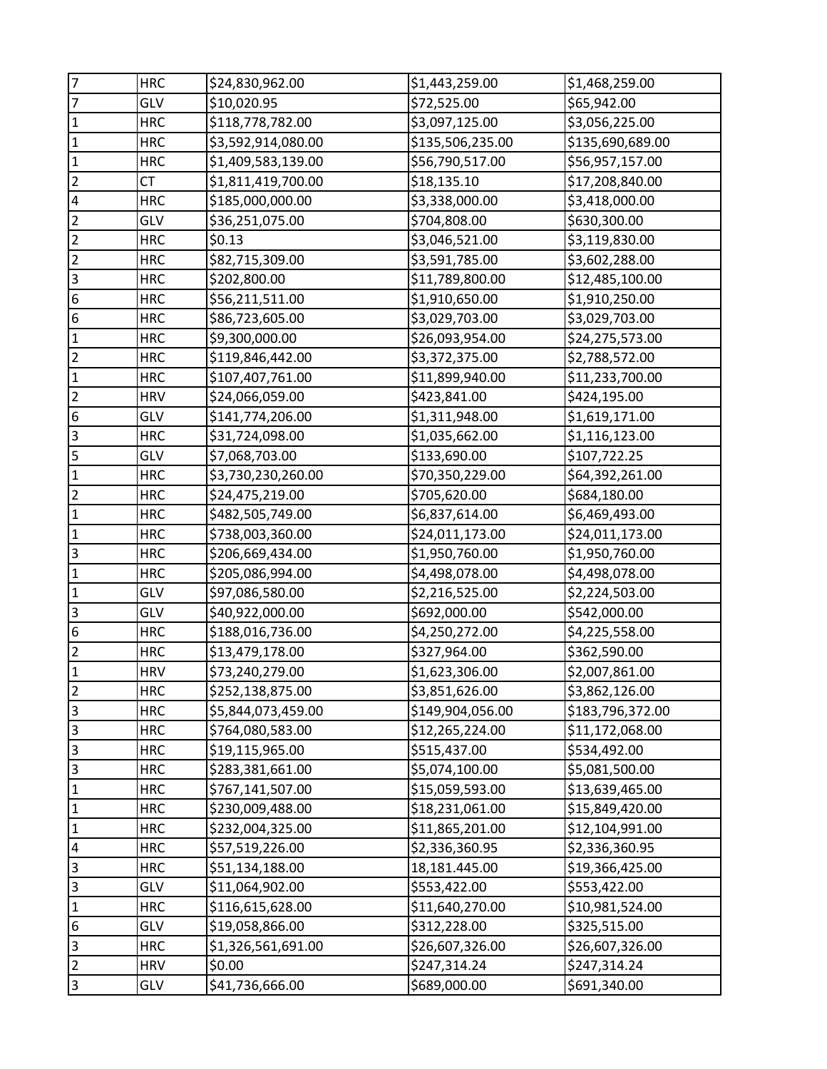| | | | | |
|---|---|---|---|---|
| 7 | HRC | $24,830,962.00 | $1,443,259.00 | $1,468,259.00 |
| 7 | GLV | $10,020.95 | $72,525.00 | $65,942.00 |
| 1 | HRC | $118,778,782.00 | $3,097,125.00 | $3,056,225.00 |
| 1 | HRC | $3,592,914,080.00 | $135,506,235.00 | $135,690,689.00 |
| 1 | HRC | $1,409,583,139.00 | $56,790,517.00 | $56,957,157.00 |
| 2 | CT | $1,811,419,700.00 | $18,135.10 | $17,208,840.00 |
| 4 | HRC | $185,000,000.00 | $3,338,000.00 | $3,418,000.00 |
| 2 | GLV | $36,251,075.00 | $704,808.00 | $630,300.00 |
| 2 | HRC | $0.13 | $3,046,521.00 | $3,119,830.00 |
| 2 | HRC | $82,715,309.00 | $3,591,785.00 | $3,602,288.00 |
| 3 | HRC | $202,800.00 | $11,789,800.00 | $12,485,100.00 |
| 6 | HRC | $56,211,511.00 | $1,910,650.00 | $1,910,250.00 |
| 6 | HRC | $86,723,605.00 | $3,029,703.00 | $3,029,703.00 |
| 1 | HRC | $9,300,000.00 | $26,093,954.00 | $24,275,573.00 |
| 2 | HRC | $119,846,442.00 | $3,372,375.00 | $2,788,572.00 |
| 1 | HRC | $107,407,761.00 | $11,899,940.00 | $11,233,700.00 |
| 2 | HRV | $24,066,059.00 | $423,841.00 | $424,195.00 |
| 6 | GLV | $141,774,206.00 | $1,311,948.00 | $1,619,171.00 |
| 3 | HRC | $31,724,098.00 | $1,035,662.00 | $1,116,123.00 |
| 5 | GLV | $7,068,703.00 | $133,690.00 | $107,722.25 |
| 1 | HRC | $3,730,230,260.00 | $70,350,229.00 | $64,392,261.00 |
| 2 | HRC | $24,475,219.00 | $705,620.00 | $684,180.00 |
| 1 | HRC | $482,505,749.00 | $6,837,614.00 | $6,469,493.00 |
| 1 | HRC | $738,003,360.00 | $24,011,173.00 | $24,011,173.00 |
| 3 | HRC | $206,669,434.00 | $1,950,760.00 | $1,950,760.00 |
| 1 | HRC | $205,086,994.00 | $4,498,078.00 | $4,498,078.00 |
| 1 | GLV | $97,086,580.00 | $2,216,525.00 | $2,224,503.00 |
| 3 | GLV | $40,922,000.00 | $692,000.00 | $542,000.00 |
| 6 | HRC | $188,016,736.00 | $4,250,272.00 | $4,225,558.00 |
| 2 | HRC | $13,479,178.00 | $327,964.00 | $362,590.00 |
| 1 | HRV | $73,240,279.00 | $1,623,306.00 | $2,007,861.00 |
| 2 | HRC | $252,138,875.00 | $3,851,626.00 | $3,862,126.00 |
| 3 | HRC | $5,844,073,459.00 | $149,904,056.00 | $183,796,372.00 |
| 3 | HRC | $764,080,583.00 | $12,265,224.00 | $11,172,068.00 |
| 3 | HRC | $19,115,965.00 | $515,437.00 | $534,492.00 |
| 3 | HRC | $283,381,661.00 | $5,074,100.00 | $5,081,500.00 |
| 1 | HRC | $767,141,507.00 | $15,059,593.00 | $13,639,465.00 |
| 1 | HRC | $230,009,488.00 | $18,231,061.00 | $15,849,420.00 |
| 1 | HRC | $232,004,325.00 | $11,865,201.00 | $12,104,991.00 |
| 4 | HRC | $57,519,226.00 | $2,336,360.95 | $2,336,360.95 |
| 3 | HRC | $51,134,188.00 | 18,181,445.00 | $19,366,425.00 |
| 3 | GLV | $11,064,902.00 | $553,422.00 | $553,422.00 |
| 1 | HRC | $116,615,628.00 | $11,640,270.00 | $10,981,524.00 |
| 6 | GLV | $19,058,866.00 | $312,228.00 | $325,515.00 |
| 3 | HRC | $1,326,561,691.00 | $26,607,326.00 | $26,607,326.00 |
| 2 | HRV | $0.00 | $247,314.24 | $247,314.24 |
| 3 | GLV | $41,736,666.00 | $689,000.00 | $691,340.00 |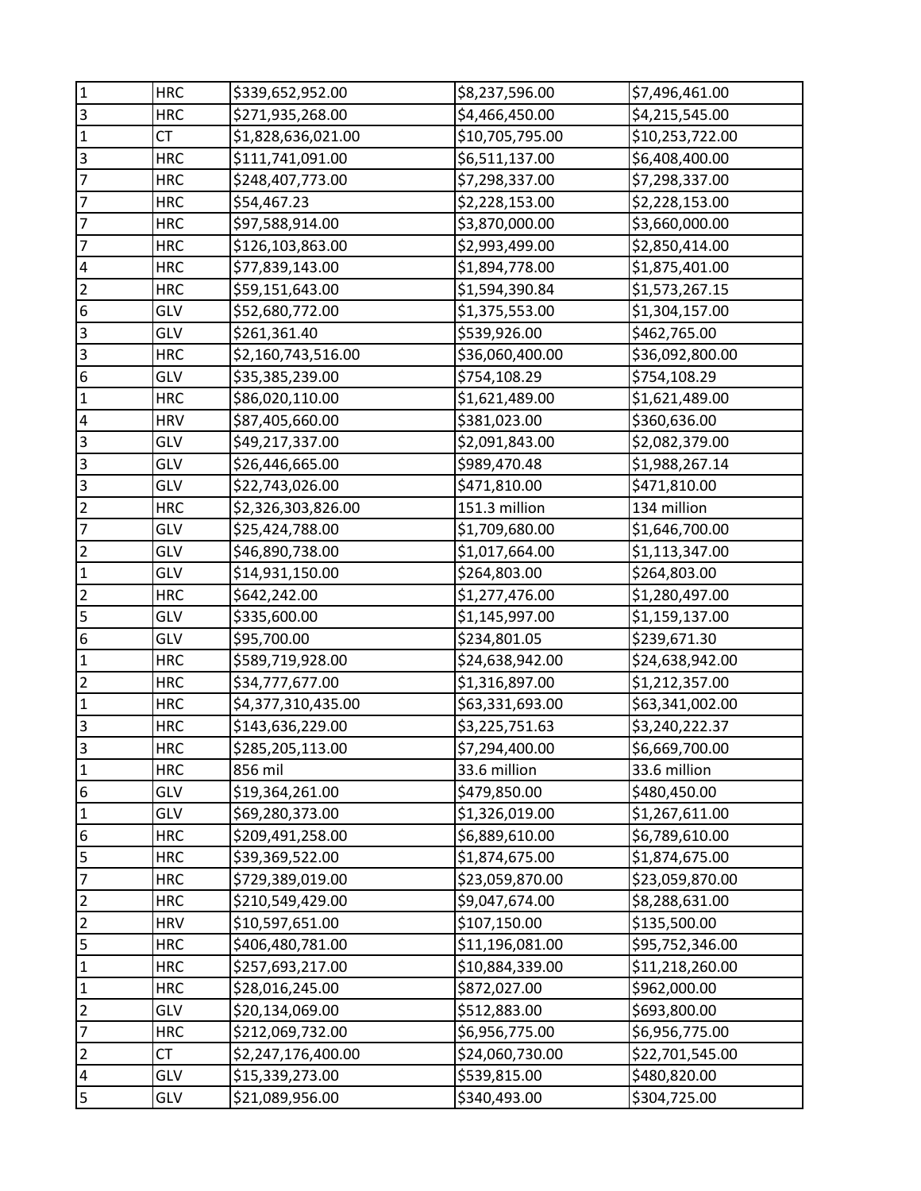| | | | | |
|---|---|---|---|---|
| 1 | HRC | $339,652,952.00 | $8,237,596.00 | $7,496,461.00 |
| 3 | HRC | $271,935,268.00 | $4,466,450.00 | $4,215,545.00 |
| 1 | CT | $1,828,636,021.00 | $10,705,795.00 | $10,253,722.00 |
| 3 | HRC | $111,741,091.00 | $6,511,137.00 | $6,408,400.00 |
| 7 | HRC | $248,407,773.00 | $7,298,337.00 | $7,298,337.00 |
| 7 | HRC | $54,467.23 | $2,228,153.00 | $2,228,153.00 |
| 7 | HRC | $97,588,914.00 | $3,870,000.00 | $3,660,000.00 |
| 7 | HRC | $126,103,863.00 | $2,993,499.00 | $2,850,414.00 |
| 4 | HRC | $77,839,143.00 | $1,894,778.00 | $1,875,401.00 |
| 2 | HRC | $59,151,643.00 | $1,594,390.84 | $1,573,267.15 |
| 6 | GLV | $52,680,772.00 | $1,375,553.00 | $1,304,157.00 |
| 3 | GLV | $261,361.40 | $539,926.00 | $462,765.00 |
| 3 | HRC | $2,160,743,516.00 | $36,060,400.00 | $36,092,800.00 |
| 6 | GLV | $35,385,239.00 | $754,108.29 | $754,108.29 |
| 1 | HRC | $86,020,110.00 | $1,621,489.00 | $1,621,489.00 |
| 4 | HRV | $87,405,660.00 | $381,023.00 | $360,636.00 |
| 3 | GLV | $49,217,337.00 | $2,091,843.00 | $2,082,379.00 |
| 3 | GLV | $26,446,665.00 | $989,470.48 | $1,988,267.14 |
| 3 | GLV | $22,743,026.00 | $471,810.00 | $471,810.00 |
| 2 | HRC | $2,326,303,826.00 | 151.3 million | 134 million |
| 7 | GLV | $25,424,788.00 | $1,709,680.00 | $1,646,700.00 |
| 2 | GLV | $46,890,738.00 | $1,017,664.00 | $1,113,347.00 |
| 1 | GLV | $14,931,150.00 | $264,803.00 | $264,803.00 |
| 2 | HRC | $642,242.00 | $1,277,476.00 | $1,280,497.00 |
| 5 | GLV | $335,600.00 | $1,145,997.00 | $1,159,137.00 |
| 6 | GLV | $95,700.00 | $234,801.05 | $239,671.30 |
| 1 | HRC | $589,719,928.00 | $24,638,942.00 | $24,638,942.00 |
| 2 | HRC | $34,777,677.00 | $1,316,897.00 | $1,212,357.00 |
| 1 | HRC | $4,377,310,435.00 | $63,331,693.00 | $63,341,002.00 |
| 3 | HRC | $143,636,229.00 | $3,225,751.63 | $3,240,222.37 |
| 3 | HRC | $285,205,113.00 | $7,294,400.00 | $6,669,700.00 |
| 1 | HRC | 856 mil | 33.6 million | 33.6 million |
| 6 | GLV | $19,364,261.00 | $479,850.00 | $480,450.00 |
| 1 | GLV | $69,280,373.00 | $1,326,019.00 | $1,267,611.00 |
| 6 | HRC | $209,491,258.00 | $6,889,610.00 | $6,789,610.00 |
| 5 | HRC | $39,369,522.00 | $1,874,675.00 | $1,874,675.00 |
| 7 | HRC | $729,389,019.00 | $23,059,870.00 | $23,059,870.00 |
| 2 | HRC | $210,549,429.00 | $9,047,674.00 | $8,288,631.00 |
| 2 | HRV | $10,597,651.00 | $107,150.00 | $135,500.00 |
| 5 | HRC | $406,480,781.00 | $11,196,081.00 | $95,752,346.00 |
| 1 | HRC | $257,693,217.00 | $10,884,339.00 | $11,218,260.00 |
| 1 | HRC | $28,016,245.00 | $872,027.00 | $962,000.00 |
| 2 | GLV | $20,134,069.00 | $512,883.00 | $693,800.00 |
| 7 | HRC | $212,069,732.00 | $6,956,775.00 | $6,956,775.00 |
| 2 | CT | $2,247,176,400.00 | $24,060,730.00 | $22,701,545.00 |
| 4 | GLV | $15,339,273.00 | $539,815.00 | $480,820.00 |
| 5 | GLV | $21,089,956.00 | $340,493.00 | $304,725.00 |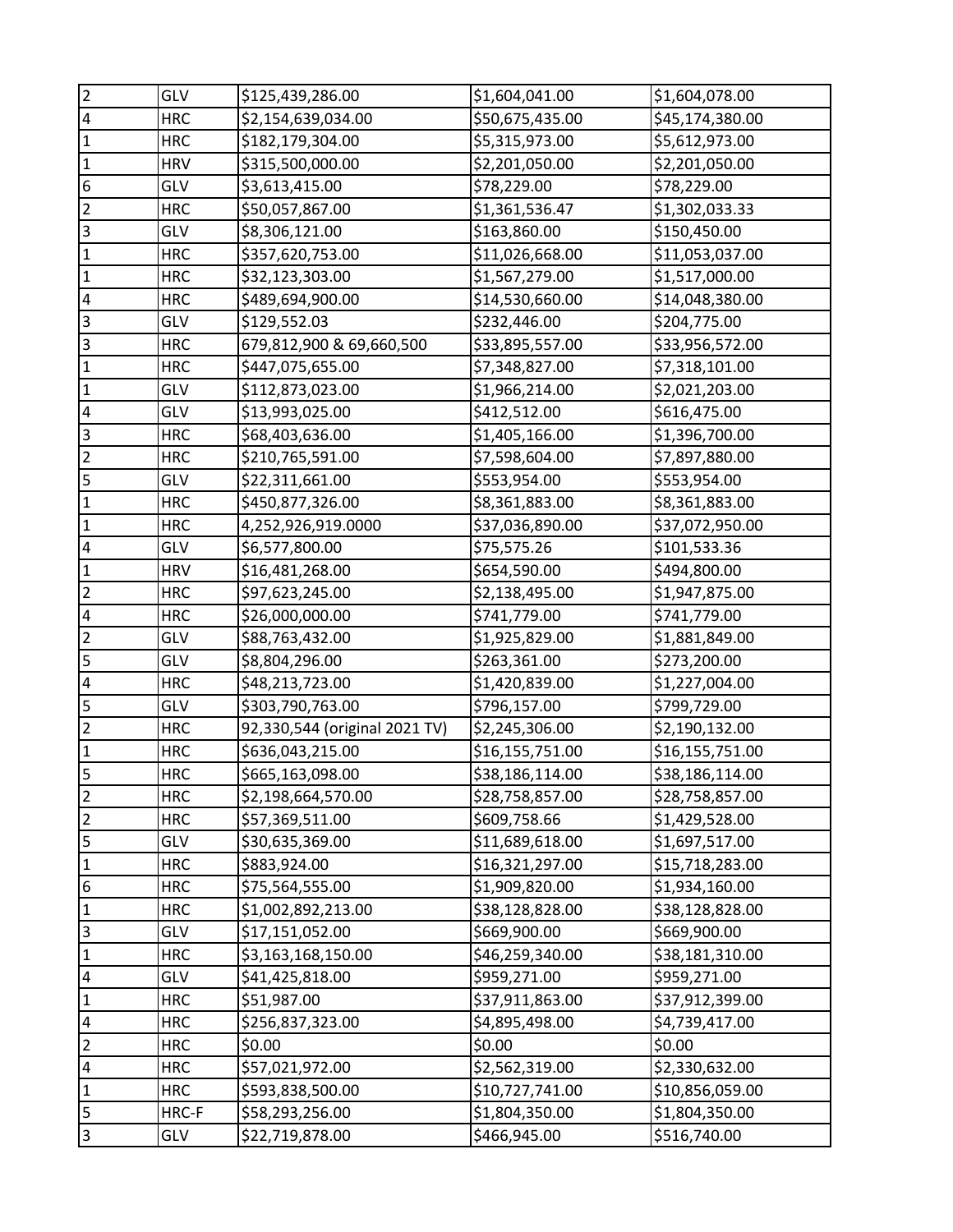| | | | | |
|---|---|---|---|---|
| 2 | GLV | $125,439,286.00 | $1,604,041.00 | $1,604,078.00 |
| 4 | HRC | $2,154,639,034.00 | $50,675,435.00 | $45,174,380.00 |
| 1 | HRC | $182,179,304.00 | $5,315,973.00 | $5,612,973.00 |
| 1 | HRV | $315,500,000.00 | $2,201,050.00 | $2,201,050.00 |
| 6 | GLV | $3,613,415.00 | $78,229.00 | $78,229.00 |
| 2 | HRC | $50,057,867.00 | $1,361,536.47 | $1,302,033.33 |
| 3 | GLV | $8,306,121.00 | $163,860.00 | $150,450.00 |
| 1 | HRC | $357,620,753.00 | $11,026,668.00 | $11,053,037.00 |
| 1 | HRC | $32,123,303.00 | $1,567,279.00 | $1,517,000.00 |
| 4 | HRC | $489,694,900.00 | $14,530,660.00 | $14,048,380.00 |
| 3 | GLV | $129,552.03 | $232,446.00 | $204,775.00 |
| 3 | HRC | 679,812,900 & 69,660,500 | $33,895,557.00 | $33,956,572.00 |
| 1 | HRC | $447,075,655.00 | $7,348,827.00 | $7,318,101.00 |
| 1 | GLV | $112,873,023.00 | $1,966,214.00 | $2,021,203.00 |
| 4 | GLV | $13,993,025.00 | $412,512.00 | $616,475.00 |
| 3 | HRC | $68,403,636.00 | $1,405,166.00 | $1,396,700.00 |
| 2 | HRC | $210,765,591.00 | $7,598,604.00 | $7,897,880.00 |
| 5 | GLV | $22,311,661.00 | $553,954.00 | $553,954.00 |
| 1 | HRC | $450,877,326.00 | $8,361,883.00 | $8,361,883.00 |
| 1 | HRC | 4,252,926,919.0000 | $37,036,890.00 | $37,072,950.00 |
| 4 | GLV | $6,577,800.00 | $75,575.26 | $101,533.36 |
| 1 | HRV | $16,481,268.00 | $654,590.00 | $494,800.00 |
| 2 | HRC | $97,623,245.00 | $2,138,495.00 | $1,947,875.00 |
| 4 | HRC | $26,000,000.00 | $741,779.00 | $741,779.00 |
| 2 | GLV | $88,763,432.00 | $1,925,829.00 | $1,881,849.00 |
| 5 | GLV | $8,804,296.00 | $263,361.00 | $273,200.00 |
| 4 | HRC | $48,213,723.00 | $1,420,839.00 | $1,227,004.00 |
| 5 | GLV | $303,790,763.00 | $796,157.00 | $799,729.00 |
| 2 | HRC | 92,330,544 (original 2021 TV) | $2,245,306.00 | $2,190,132.00 |
| 1 | HRC | $636,043,215.00 | $16,155,751.00 | $16,155,751.00 |
| 5 | HRC | $665,163,098.00 | $38,186,114.00 | $38,186,114.00 |
| 2 | HRC | $2,198,664,570.00 | $28,758,857.00 | $28,758,857.00 |
| 2 | HRC | $57,369,511.00 | $609,758.66 | $1,429,528.00 |
| 5 | GLV | $30,635,369.00 | $11,689,618.00 | $1,697,517.00 |
| 1 | HRC | $883,924.00 | $16,321,297.00 | $15,718,283.00 |
| 6 | HRC | $75,564,555.00 | $1,909,820.00 | $1,934,160.00 |
| 1 | HRC | $1,002,892,213.00 | $38,128,828.00 | $38,128,828.00 |
| 3 | GLV | $17,151,052.00 | $669,900.00 | $669,900.00 |
| 1 | HRC | $3,163,168,150.00 | $46,259,340.00 | $38,181,310.00 |
| 4 | GLV | $41,425,818.00 | $959,271.00 | $959,271.00 |
| 1 | HRC | $51,987.00 | $37,911,863.00 | $37,912,399.00 |
| 4 | HRC | $256,837,323.00 | $4,895,498.00 | $4,739,417.00 |
| 2 | HRC | $0.00 | $0.00 | $0.00 |
| 4 | HRC | $57,021,972.00 | $2,562,319.00 | $2,330,632.00 |
| 1 | HRC | $593,838,500.00 | $10,727,741.00 | $10,856,059.00 |
| 5 | HRC-F | $58,293,256.00 | $1,804,350.00 | $1,804,350.00 |
| 3 | GLV | $22,719,878.00 | $466,945.00 | $516,740.00 |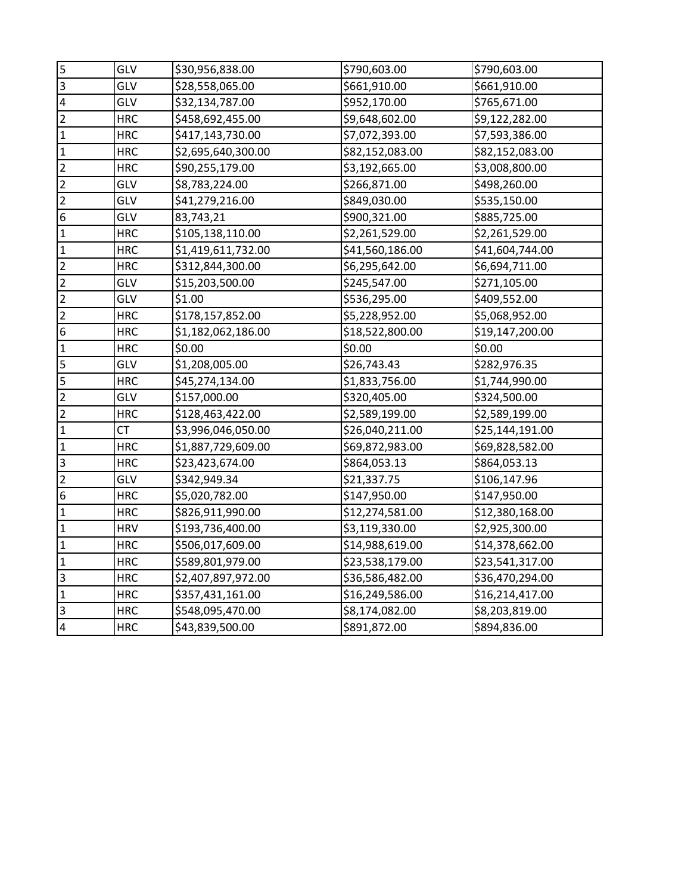| | | | | |
|---|---|---|---|---|
| 5 | GLV | $30,956,838.00 | $790,603.00 | $790,603.00 |
| 3 | GLV | $28,558,065.00 | $661,910.00 | $661,910.00 |
| 4 | GLV | $32,134,787.00 | $952,170.00 | $765,671.00 |
| 2 | HRC | $458,692,455.00 | $9,648,602.00 | $9,122,282.00 |
| 1 | HRC | $417,143,730.00 | $7,072,393.00 | $7,593,386.00 |
| 1 | HRC | $2,695,640,300.00 | $82,152,083.00 | $82,152,083.00 |
| 2 | HRC | $90,255,179.00 | $3,192,665.00 | $3,008,800.00 |
| 2 | GLV | $8,783,224.00 | $266,871.00 | $498,260.00 |
| 2 | GLV | $41,279,216.00 | $849,030.00 | $535,150.00 |
| 6 | GLV | 83,743,21 | $900,321.00 | $885,725.00 |
| 1 | HRC | $105,138,110.00 | $2,261,529.00 | $2,261,529.00 |
| 1 | HRC | $1,419,611,732.00 | $41,560,186.00 | $41,604,744.00 |
| 2 | HRC | $312,844,300.00 | $6,295,642.00 | $6,694,711.00 |
| 2 | GLV | $15,203,500.00 | $245,547.00 | $271,105.00 |
| 2 | GLV | $1.00 | $536,295.00 | $409,552.00 |
| 2 | HRC | $178,157,852.00 | $5,228,952.00 | $5,068,952.00 |
| 6 | HRC | $1,182,062,186.00 | $18,522,800.00 | $19,147,200.00 |
| 1 | HRC | $0.00 | $0.00 | $0.00 |
| 5 | GLV | $1,208,005.00 | $26,743.43 | $282,976.35 |
| 5 | HRC | $45,274,134.00 | $1,833,756.00 | $1,744,990.00 |
| 2 | GLV | $157,000.00 | $320,405.00 | $324,500.00 |
| 2 | HRC | $128,463,422.00 | $2,589,199.00 | $2,589,199.00 |
| 1 | CT | $3,996,046,050.00 | $26,040,211.00 | $25,144,191.00 |
| 1 | HRC | $1,887,729,609.00 | $69,872,983.00 | $69,828,582.00 |
| 3 | HRC | $23,423,674.00 | $864,053.13 | $864,053.13 |
| 2 | GLV | $342,949.34 | $21,337.75 | $106,147.96 |
| 6 | HRC | $5,020,782.00 | $147,950.00 | $147,950.00 |
| 1 | HRC | $826,911,990.00 | $12,274,581.00 | $12,380,168.00 |
| 1 | HRV | $193,736,400.00 | $3,119,330.00 | $2,925,300.00 |
| 1 | HRC | $506,017,609.00 | $14,988,619.00 | $14,378,662.00 |
| 1 | HRC | $589,801,979.00 | $23,538,179.00 | $23,541,317.00 |
| 3 | HRC | $2,407,897,972.00 | $36,586,482.00 | $36,470,294.00 |
| 1 | HRC | $357,431,161.00 | $16,249,586.00 | $16,214,417.00 |
| 3 | HRC | $548,095,470.00 | $8,174,082.00 | $8,203,819.00 |
| 4 | HRC | $43,839,500.00 | $891,872.00 | $894,836.00 |